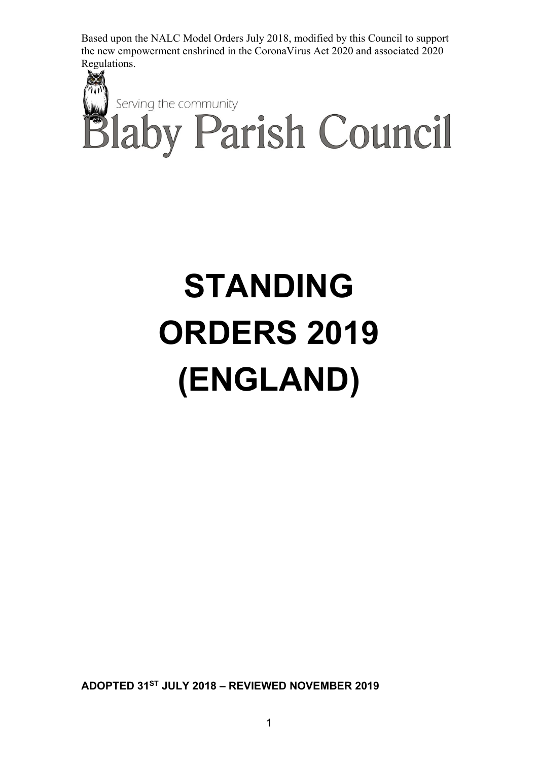Based upon the NALC Model Orders July 2018, modified by this Council to support the new empowerment enshrined in the CoronaVirus Act 2020 and associated 2020 Regulations.

Serving the community

Blaby Parish Council

# STANDING ORDERS 2019 (ENGLAND)

**ADOPTED 31ST JULY 2018 – REVIEWED NOVEMBER 2019**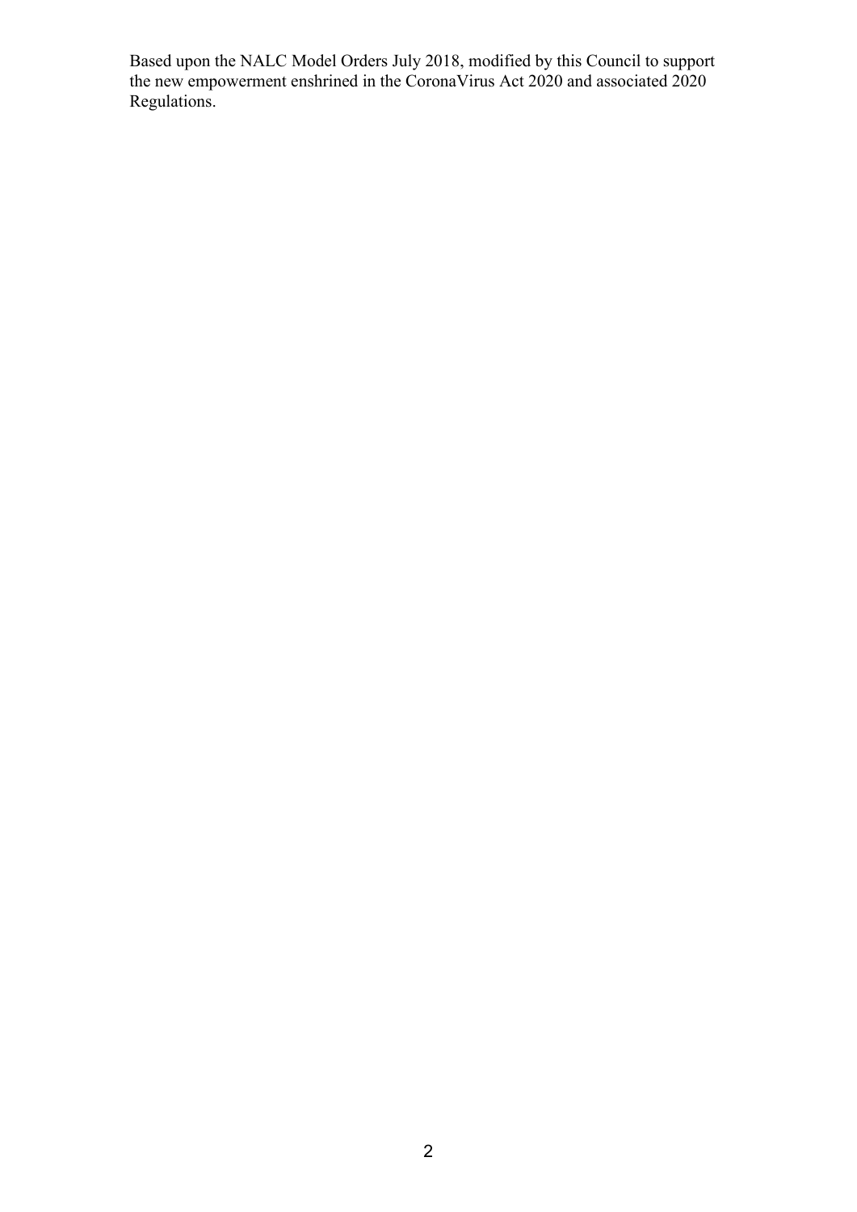Based upon the NALC Model Orders July 2018, modified by this Council to support the new empowerment enshrined in the CoronaVirus Act 2020 and associated 2020 Regulations.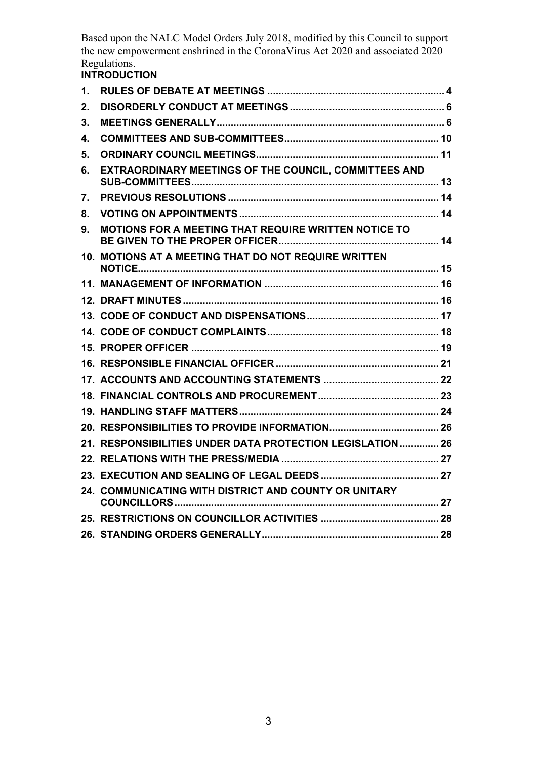Based upon the NALC Model Orders July 2018, modified by this Council to support the new empowerment enshrined in the CoronaVirus Act 2020 and associated 2020 Regulations.

**INTRODUCTION**

1. **RULES OF DEBATE AT MEETINGS** .......... 4
2. **DISORDERLY CONDUCT AT MEETINGS** .......... 6
3. **MEETINGS GENERALLY** .......... 6
4. **COMMITTEES AND SUB-COMMITTEES** .......... 10
5. **ORDINARY COUNCIL MEETINGS** .......... 11
6. **EXTRAORDINARY MEETINGS OF THE COUNCIL, COMMITTEES AND SUB-COMMITTEES** .......... 13
7. **PREVIOUS RESOLUTIONS** .......... 14
8. **VOTING ON APPOINTMENTS** .......... 14
9. **MOTIONS FOR A MEETING THAT REQUIRE WRITTEN NOTICE TO BE GIVEN TO THE PROPER OFFICER** .......... 14
10. **MOTIONS AT A MEETING THAT DO NOT REQUIRE WRITTEN NOTICE** .......... 15
11. **MANAGEMENT OF INFORMATION** .......... 16
12. **DRAFT MINUTES** .......... 16
13. **CODE OF CONDUCT AND DISPENSATIONS** .......... 17
14. **CODE OF CONDUCT COMPLAINTS** .......... 18
15. **PROPER OFFICER** .......... 19
16. **RESPONSIBLE FINANCIAL OFFICER** .......... 21
17. **ACCOUNTS AND ACCOUNTING STATEMENTS** .......... 22
18. **FINANCIAL CONTROLS AND PROCUREMENT** .......... 23
19. **HANDLING STAFF MATTERS** .......... 24
20. **RESPONSIBILITIES TO PROVIDE INFORMATION** .......... 26
21. **RESPONSIBILITIES UNDER DATA PROTECTION LEGISLATION** .......... 26
22. **RELATIONS WITH THE PRESS/MEDIA** .......... 27
23. **EXECUTION AND SEALING OF LEGAL DEEDS** .......... 27
24. **COMMUNICATING WITH DISTRICT AND COUNTY OR UNITARY COUNCILLORS** .......... 27
25. **RESTRICTIONS ON COUNCILLOR ACTIVITIES** .......... 28
26. **STANDING ORDERS GENERALLY** .......... 28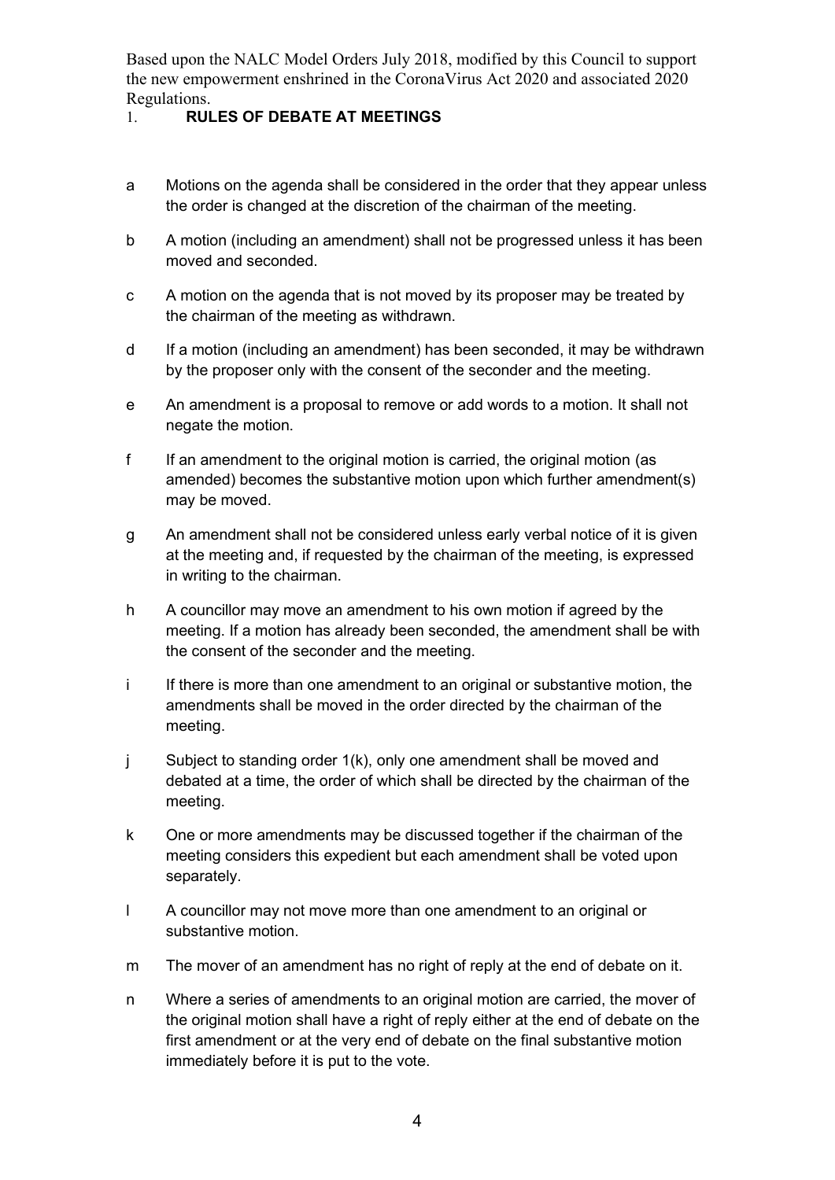Based upon the NALC Model Orders July 2018, modified by this Council to support the new empowerment enshrined in the CoronaVirus Act 2020 and associated 2020 Regulations.

# 1. RULES OF DEBATE AT MEETINGS

a Motions on the agenda shall be considered in the order that they appear unless the order is changed at the discretion of the chairman of the meeting.

b A motion (including an amendment) shall not be progressed unless it has been moved and seconded.

c A motion on the agenda that is not moved by its proposer may be treated by the chairman of the meeting as withdrawn.

d If a motion (including an amendment) has been seconded, it may be withdrawn by the proposer only with the consent of the seconder and the meeting.

e An amendment is a proposal to remove or add words to a motion. It shall not negate the motion.

f If an amendment to the original motion is carried, the original motion (as amended) becomes the substantive motion upon which further amendment(s) may be moved.

g An amendment shall not be considered unless early verbal notice of it is given at the meeting and, if requested by the chairman of the meeting, is expressed in writing to the chairman.

h A councillor may move an amendment to his own motion if agreed by the meeting. If a motion has already been seconded, the amendment shall be with the consent of the seconder and the meeting.

i If there is more than one amendment to an original or substantive motion, the amendments shall be moved in the order directed by the chairman of the meeting.

j Subject to standing order 1(k), only one amendment shall be moved and debated at a time, the order of which shall be directed by the chairman of the meeting.

k One or more amendments may be discussed together if the chairman of the meeting considers this expedient but each amendment shall be voted upon separately.

l A councillor may not move more than one amendment to an original or substantive motion.

m The mover of an amendment has no right of reply at the end of debate on it.

n Where a series of amendments to an original motion are carried, the mover of the original motion shall have a right of reply either at the end of debate on the first amendment or at the very end of debate on the final substantive motion immediately before it is put to the vote.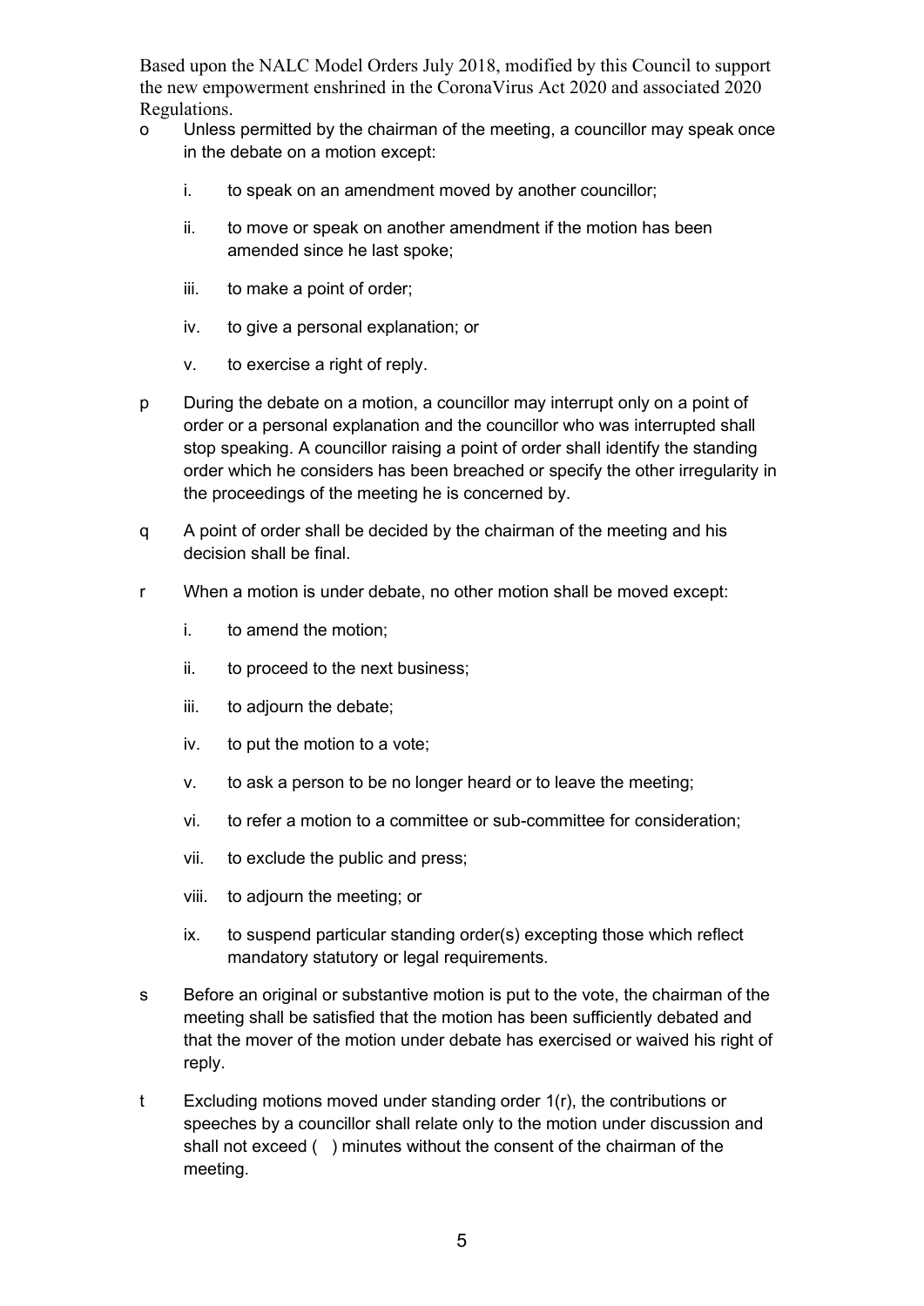o Unless permitted by the chairman of the meeting, a councillor may speak once in the debate on a motion except:

i. to speak on an amendment moved by another councillor;

ii. to move or speak on another amendment if the motion has been amended since he last spoke;

iii. to make a point of order;

iv. to give a personal explanation; or

v. to exercise a right of reply.

p During the debate on a motion, a councillor may interrupt only on a point of order or a personal explanation and the councillor who was interrupted shall stop speaking. A councillor raising a point of order shall identify the standing order which he considers has been breached or specify the other irregularity in the proceedings of the meeting he is concerned by.

q A point of order shall be decided by the chairman of the meeting and his decision shall be final.

r When a motion is under debate, no other motion shall be moved except:

i. to amend the motion;

ii. to proceed to the next business;

iii. to adjourn the debate;

iv. to put the motion to a vote;

v. to ask a person to be no longer heard or to leave the meeting;

vi. to refer a motion to a committee or sub-committee for consideration;

vii. to exclude the public and press;

viii. to adjourn the meeting; or

ix. to suspend particular standing order(s) excepting those which reflect mandatory statutory or legal requirements.

s Before an original or substantive motion is put to the vote, the chairman of the meeting shall be satisfied that the motion has been sufficiently debated and that the mover of the motion under debate has exercised or waived his right of reply.

t Excluding motions moved under standing order 1(r), the contributions or speeches by a councillor shall relate only to the motion under discussion and shall not exceed (   ) minutes without the consent of the chairman of the meeting.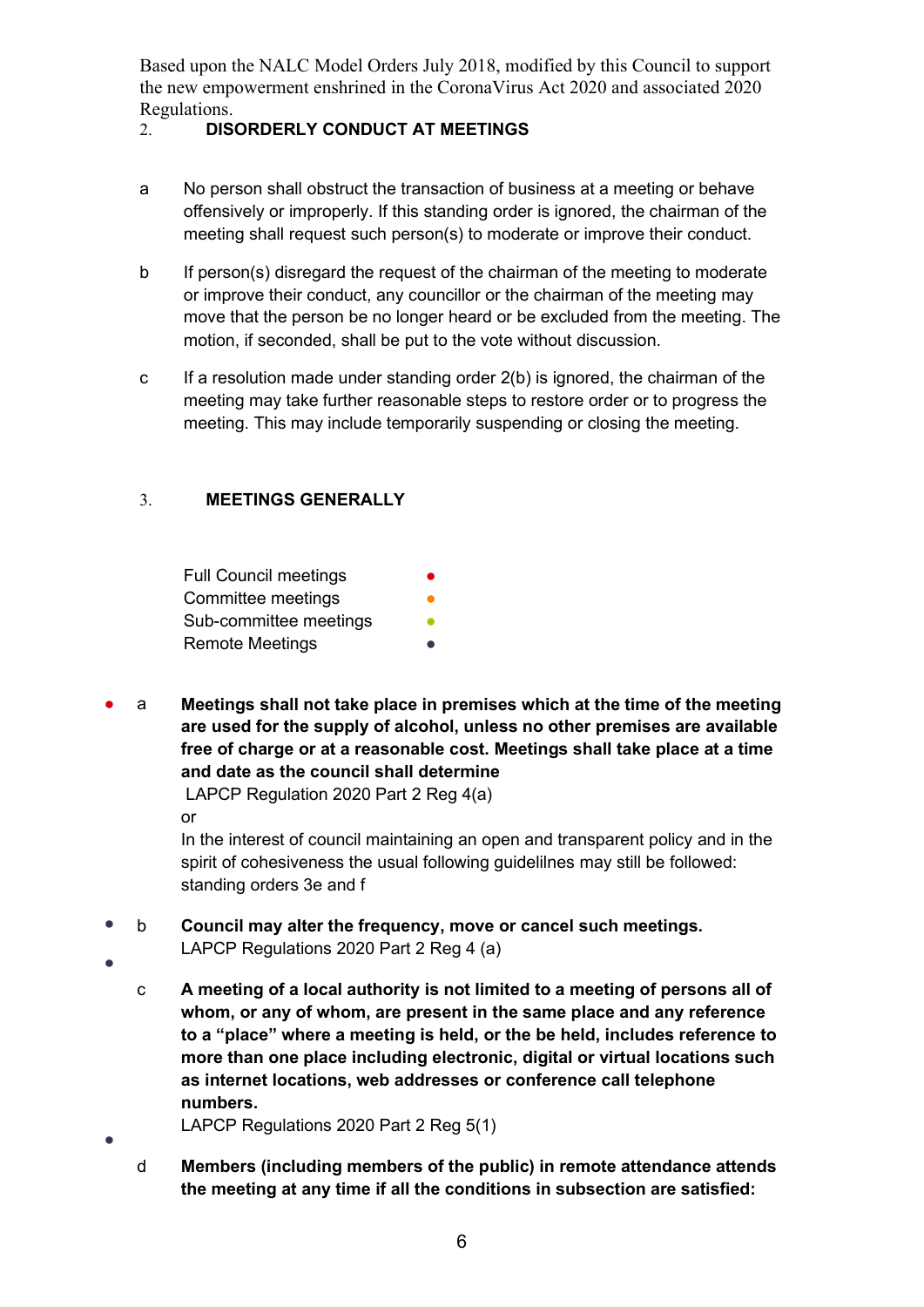Based upon the NALC Model Orders July 2018, modified by this Council to support the new empowerment enshrined in the CoronaVirus Act 2020 and associated 2020 Regulations.

## 2. DISORDERLY CONDUCT AT MEETINGS

a No person shall obstruct the transaction of business at a meeting or behave offensively or improperly. If this standing order is ignored, the chairman of the meeting shall request such person(s) to moderate or improve their conduct.

b If person(s) disregard the request of the chairman of the meeting to moderate or improve their conduct, any councillor or the chairman of the meeting may move that the person be no longer heard or be excluded from the meeting. The motion, if seconded, shall be put to the vote without discussion.

c If a resolution made under standing order 2(b) is ignored, the chairman of the meeting may take further reasonable steps to restore order or to progress the meeting. This may include temporarily suspending or closing the meeting.

## 3. MEETINGS GENERALLY

| | |
|---|---|
| Full Council meetings | ● (red) |
| Committee meetings | ● (orange) |
| Sub-committee meetings | ● (green) |
| Remote Meetings | ● (dark) |

● a **Meetings shall not take place in premises which at the time of the meeting are used for the supply of alcohol, unless no other premises are available free of charge or at a reasonable cost. Meetings shall take place at a time and date as the council shall determine**
LAPCP Regulation 2020 Part 2 Reg 4(a)
or
In the interest of council maintaining an open and transparent policy and in the spirit of cohesiveness the usual following guidelilnes may still be followed: standing orders 3e and f

● b **Council may alter the frequency, move or cancel such meetings.**
LAPCP Regulations 2020 Part 2 Reg 4 (a)

● c **A meeting of a local authority is not limited to a meeting of persons all of whom, or any of whom, are present in the same place and any reference to a "place" where a meeting is held, or the be held, includes reference to more than one place including electronic, digital or virtual locations such as internet locations, web addresses or conference call telephone numbers.**
LAPCP Regulations 2020 Part 2 Reg 5(1)

● d **Members (including members of the public) in remote attendance attends the meeting at any time if all the conditions in subsection are satisfied:**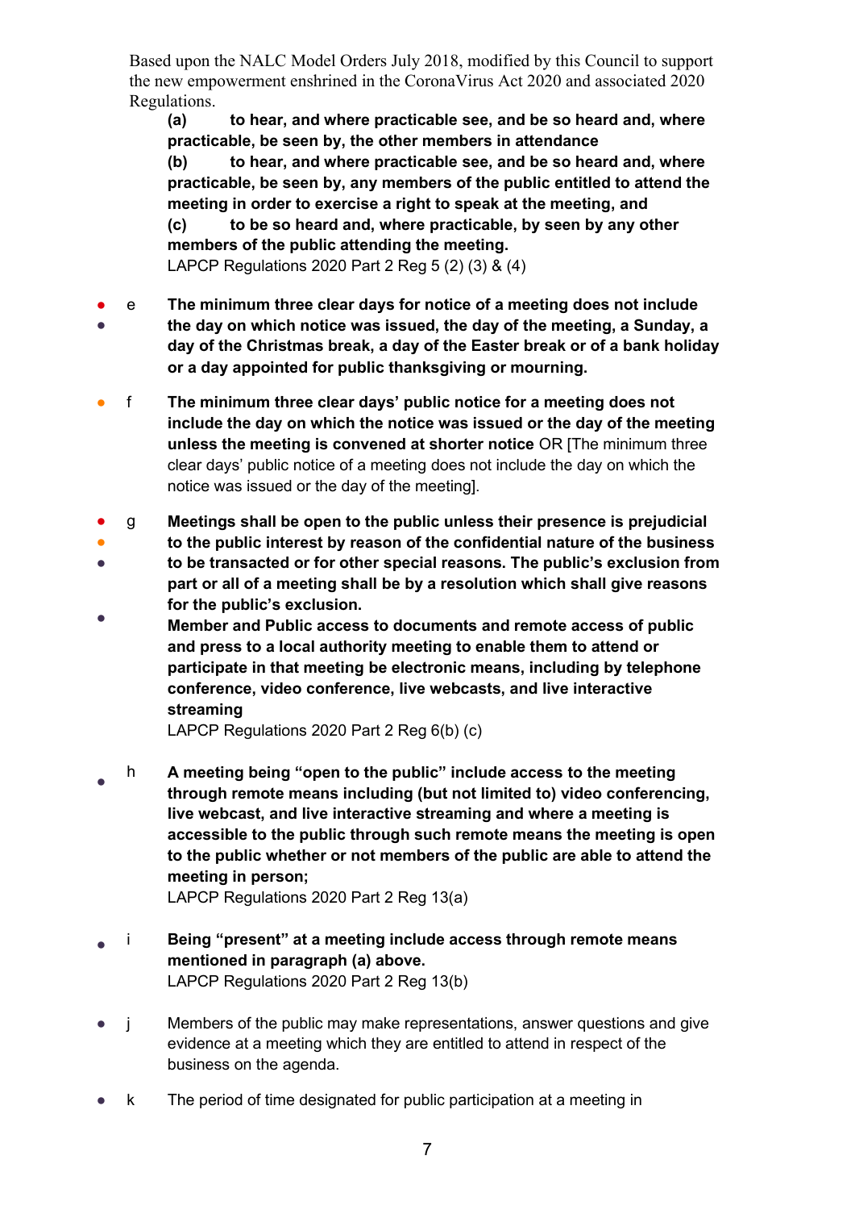Based upon the NALC Model Orders July 2018, modified by this Council to support the new empowerment enshrined in the CoronaVirus Act 2020 and associated 2020 Regulations.

**(a) to hear, and where practicable see, and be so heard and, where practicable, be seen by, the other members in attendance**
**(b) to hear, and where practicable see, and be so heard and, where practicable, be seen by, any members of the public entitled to attend the meeting in order to exercise a right to speak at the meeting, and**
**(c) to be so heard and, where practicable, by seen by any other members of the public attending the meeting.**
LAPCP Regulations 2020 Part 2 Reg 5 (2) (3) & (4)

- e **The minimum three clear days for notice of a meeting does not include the day on which notice was issued, the day of the meeting, a Sunday, a day of the Christmas break, a day of the Easter break or of a bank holiday or a day appointed for public thanksgiving or mourning.**

- f **The minimum three clear days' public notice for a meeting does not include the day on which the notice was issued or the day of the meeting unless the meeting is convened at shorter notice** OR [The minimum three clear days' public notice of a meeting does not include the day on which the notice was issued or the day of the meeting].

- g **Meetings shall be open to the public unless their presence is prejudicial to the public interest by reason of the confidential nature of the business to be transacted or for other special reasons. The public's exclusion from part or all of a meeting shall be by a resolution which shall give reasons for the public's exclusion.**
**Member and Public access to documents and remote access of public and press to a local authority meeting to enable them to attend or participate in that meeting be electronic means, including by telephone conference, video conference, live webcasts, and live interactive streaming**
LAPCP Regulations 2020 Part 2 Reg 6(b) (c)

- h **A meeting being "open to the public" include access to the meeting through remote means including (but not limited to) video conferencing, live webcast, and live interactive streaming and where a meeting is accessible to the public through such remote means the meeting is open to the public whether or not members of the public are able to attend the meeting in person;**
LAPCP Regulations 2020 Part 2 Reg 13(a)

- i **Being "present" at a meeting include access through remote means mentioned in paragraph (a) above.**
LAPCP Regulations 2020 Part 2 Reg 13(b)

- j Members of the public may make representations, answer questions and give evidence at a meeting which they are entitled to attend in respect of the business on the agenda.

- k The period of time designated for public participation at a meeting in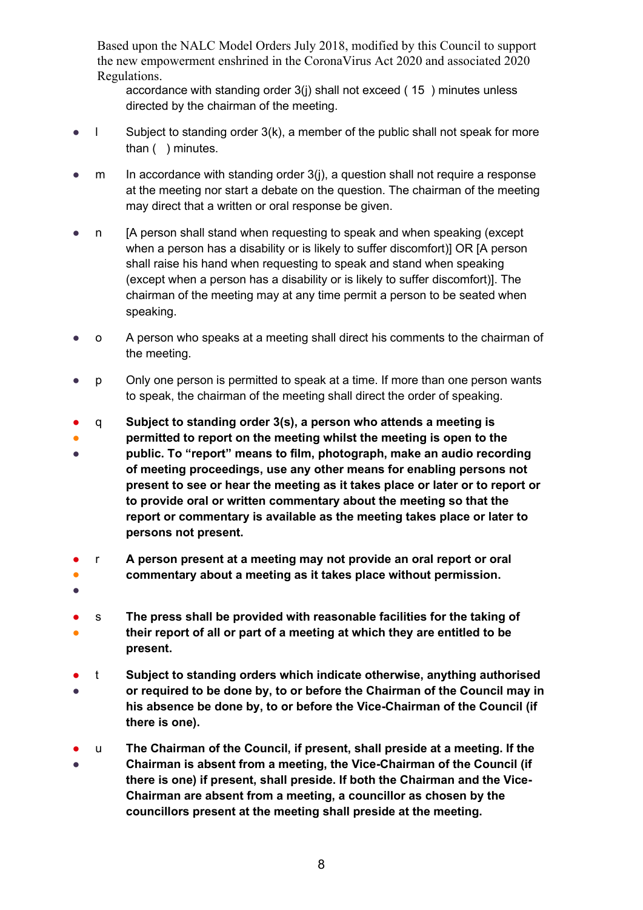accordance with standing order 3(j) shall not exceed ( 15 ) minutes unless directed by the chairman of the meeting.

- l Subject to standing order 3(k), a member of the public shall not speak for more than ( ) minutes.
- m In accordance with standing order 3(j), a question shall not require a response at the meeting nor start a debate on the question. The chairman of the meeting may direct that a written or oral response be given.
- n [A person shall stand when requesting to speak and when speaking (except when a person has a disability or is likely to suffer discomfort)] OR [A person shall raise his hand when requesting to speak and stand when speaking (except when a person has a disability or is likely to suffer discomfort)]. The chairman of the meeting may at any time permit a person to be seated when speaking.
- o A person who speaks at a meeting shall direct his comments to the chairman of the meeting.
- p Only one person is permitted to speak at a time. If more than one person wants to speak, the chairman of the meeting shall direct the order of speaking.
- q **Subject to standing order 3(s), a person who attends a meeting is permitted to report on the meeting whilst the meeting is open to the public. To "report" means to film, photograph, make an audio recording of meeting proceedings, use any other means for enabling persons not present to see or hear the meeting as it takes place or later or to report or to provide oral or written commentary about the meeting so that the report or commentary is available as the meeting takes place or later to persons not present.**
- r **A person present at a meeting may not provide an oral report or oral commentary about a meeting as it takes place without permission.**
- s **The press shall be provided with reasonable facilities for the taking of their report of all or part of a meeting at which they are entitled to be present.**
- t **Subject to standing orders which indicate otherwise, anything authorised or required to be done by, to or before the Chairman of the Council may in his absence be done by, to or before the Vice-Chairman of the Council (if there is one).**
- u **The Chairman of the Council, if present, shall preside at a meeting. If the Chairman is absent from a meeting, the Vice-Chairman of the Council (if there is one) if present, shall preside. If both the Chairman and the Vice-Chairman are absent from a meeting, a councillor as chosen by the councillors present at the meeting shall preside at the meeting.**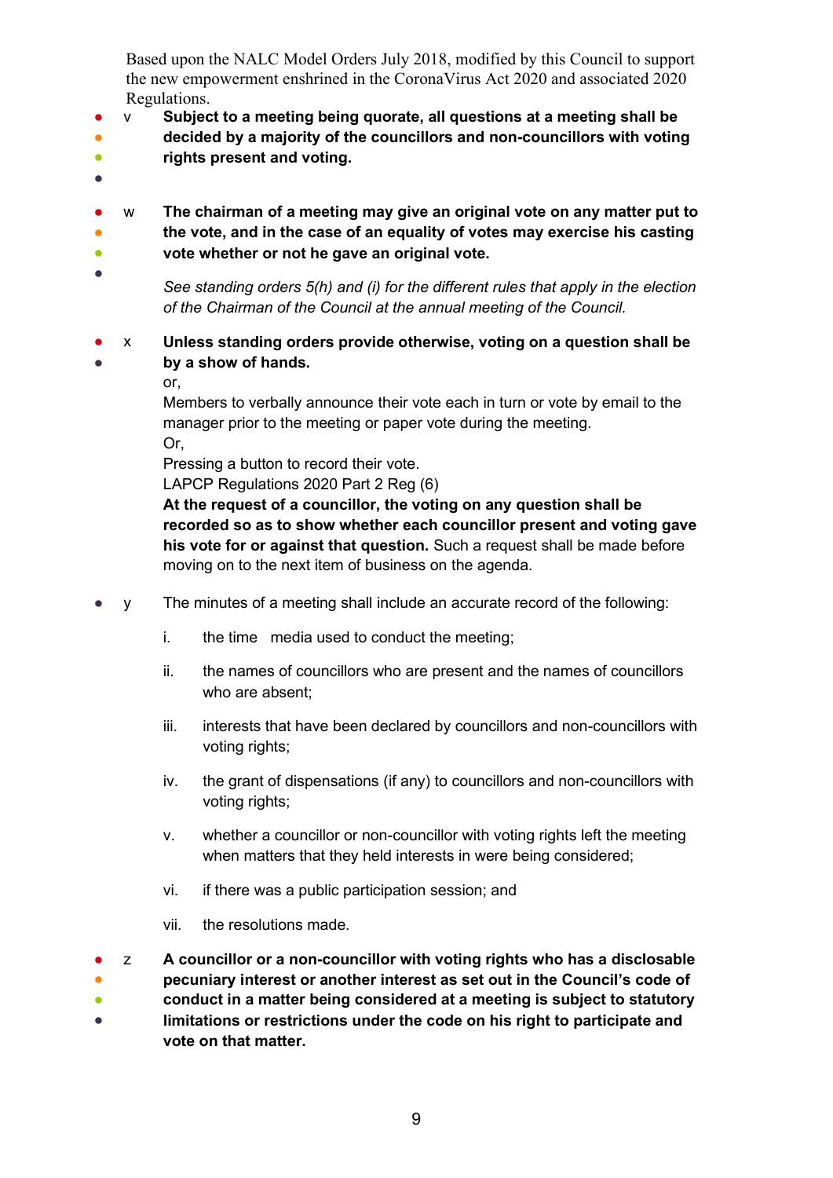Based upon the NALC Model Orders July 2018, modified by this Council to support the new empowerment enshrined in the CoronaVirus Act 2020 and associated 2020 Regulations.

v **Subject to a meeting being quorate, all questions at a meeting shall be decided by a majority of the councillors and non-councillors with voting rights present and voting.**

w **The chairman of a meeting may give an original vote on any matter put to the vote, and in the case of an equality of votes may exercise his casting vote whether or not he gave an original vote.**

*See standing orders 5(h) and (i) for the different rules that apply in the election of the Chairman of the Council at the annual meeting of the Council.*

x **Unless standing orders provide otherwise, voting on a question shall be by a show of hands.**
or,
Members to verbally announce their vote each in turn or vote by email to the manager prior to the meeting or paper vote during the meeting.
Or,
Pressing a button to record their vote.
LAPCP Regulations 2020 Part 2 Reg (6)
**At the request of a councillor, the voting on any question shall be recorded so as to show whether each councillor present and voting gave his vote for or against that question.** Such a request shall be made before moving on to the next item of business on the agenda.

y The minutes of a meeting shall include an accurate record of the following:

i. the time media used to conduct the meeting;

ii. the names of councillors who are present and the names of councillors who are absent;

iii. interests that have been declared by councillors and non-councillors with voting rights;

iv. the grant of dispensations (if any) to councillors and non-councillors with voting rights;

v. whether a councillor or non-councillor with voting rights left the meeting when matters that they held interests in were being considered;

vi. if there was a public participation session; and

vii. the resolutions made.

z **A councillor or a non-councillor with voting rights who has a disclosable pecuniary interest or another interest as set out in the Council's code of conduct in a matter being considered at a meeting is subject to statutory limitations or restrictions under the code on his right to participate and vote on that matter.**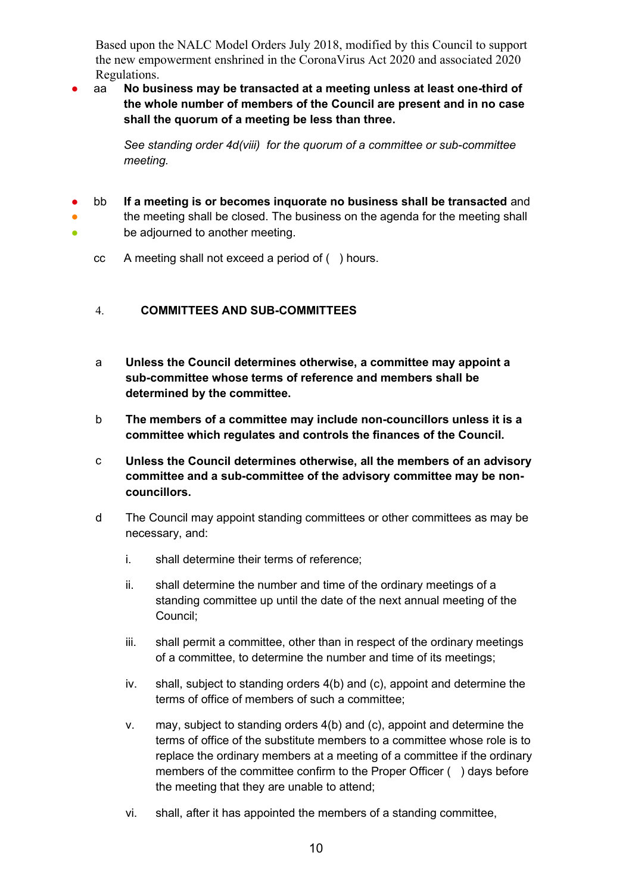Based upon the NALC Model Orders July 2018, modified by this Council to support the new empowerment enshrined in the CoronaVirus Act 2020 and associated 2020 Regulations.

- aa **No business may be transacted at a meeting unless at least one-third of the whole number of members of the Council are present and in no case shall the quorum of a meeting be less than three.**

  *See standing order 4d(viii) for the quorum of a committee or sub-committee meeting.*

- bb **If a meeting is or becomes inquorate no business shall be transacted** and the meeting shall be closed. The business on the agenda for the meeting shall be adjourned to another meeting.

cc A meeting shall not exceed a period of ( ) hours.

## 4. COMMITTEES AND SUB-COMMITTEES

a **Unless the Council determines otherwise, a committee may appoint a sub-committee whose terms of reference and members shall be determined by the committee.**

b **The members of a committee may include non-councillors unless it is a committee which regulates and controls the finances of the Council.**

c **Unless the Council determines otherwise, all the members of an advisory committee and a sub-committee of the advisory committee may be non-councillors.**

d The Council may appoint standing committees or other committees as may be necessary, and:

i. shall determine their terms of reference;

ii. shall determine the number and time of the ordinary meetings of a standing committee up until the date of the next annual meeting of the Council;

iii. shall permit a committee, other than in respect of the ordinary meetings of a committee, to determine the number and time of its meetings;

iv. shall, subject to standing orders 4(b) and (c), appoint and determine the terms of office of members of such a committee;

v. may, subject to standing orders 4(b) and (c), appoint and determine the terms of office of the substitute members to a committee whose role is to replace the ordinary members at a meeting of a committee if the ordinary members of the committee confirm to the Proper Officer ( ) days before the meeting that they are unable to attend;

vi. shall, after it has appointed the members of a standing committee,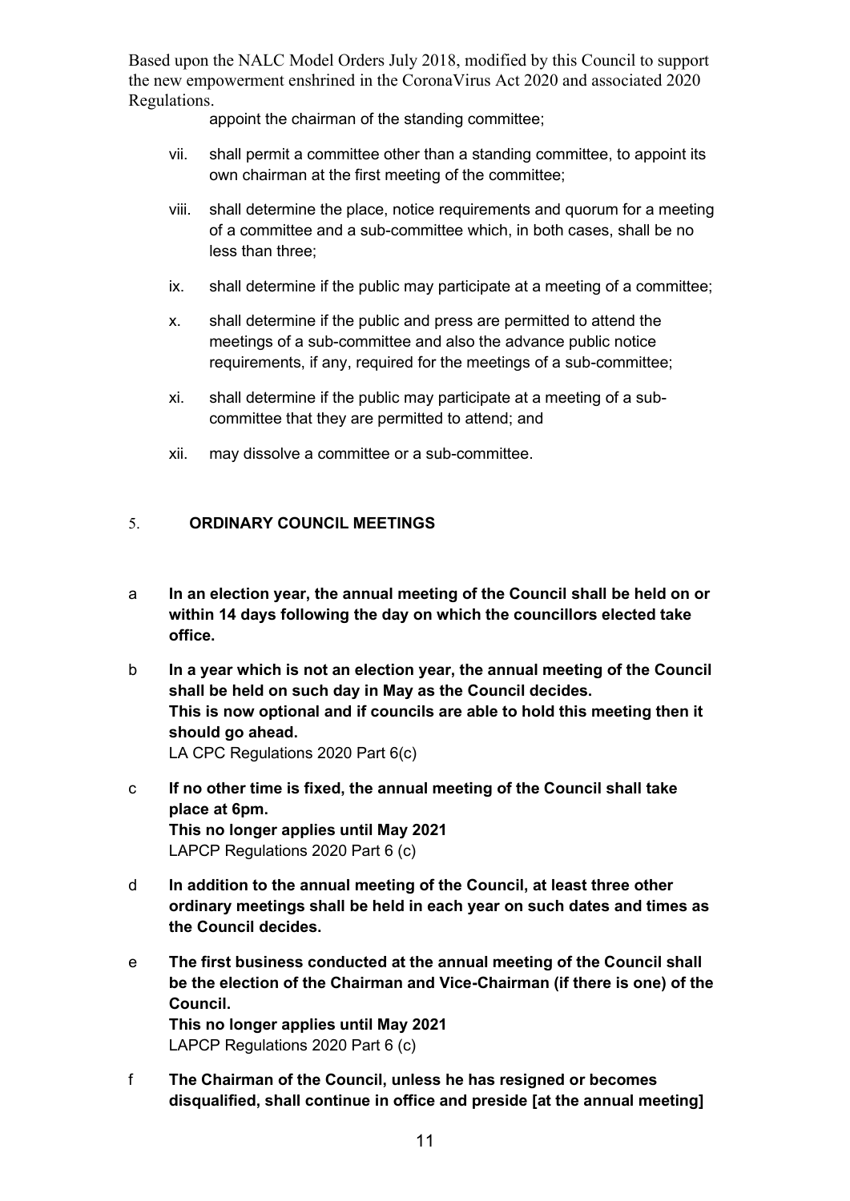appoint the chairman of the standing committee;

vii. shall permit a committee other than a standing committee, to appoint its own chairman at the first meeting of the committee;

viii. shall determine the place, notice requirements and quorum for a meeting of a committee and a sub-committee which, in both cases, shall be no less than three;

ix. shall determine if the public may participate at a meeting of a committee;

x. shall determine if the public and press are permitted to attend the meetings of a sub-committee and also the advance public notice requirements, if any, required for the meetings of a sub-committee;

xi. shall determine if the public may participate at a meeting of a sub-committee that they are permitted to attend; and

xii. may dissolve a committee or a sub-committee.

## 5. ORDINARY COUNCIL MEETINGS

a **In an election year, the annual meeting of the Council shall be held on or within 14 days following the day on which the councillors elected take office.**

b **In a year which is not an election year, the annual meeting of the Council shall be held on such day in May as the Council decides.**
**This is now optional and if councils are able to hold this meeting then it should go ahead.**
LA CPC Regulations 2020 Part 6(c)

c **If no other time is fixed, the annual meeting of the Council shall take place at 6pm.**
**This no longer applies until May 2021**
LAPCP Regulations 2020 Part 6 (c)

d **In addition to the annual meeting of the Council, at least three other ordinary meetings shall be held in each year on such dates and times as the Council decides.**

e **The first business conducted at the annual meeting of the Council shall be the election of the Chairman and Vice-Chairman (if there is one) of the Council.**
**This no longer applies until May 2021**
LAPCP Regulations 2020 Part 6 (c)

f **The Chairman of the Council, unless he has resigned or becomes disqualified, shall continue in office and preside [at the annual meeting]**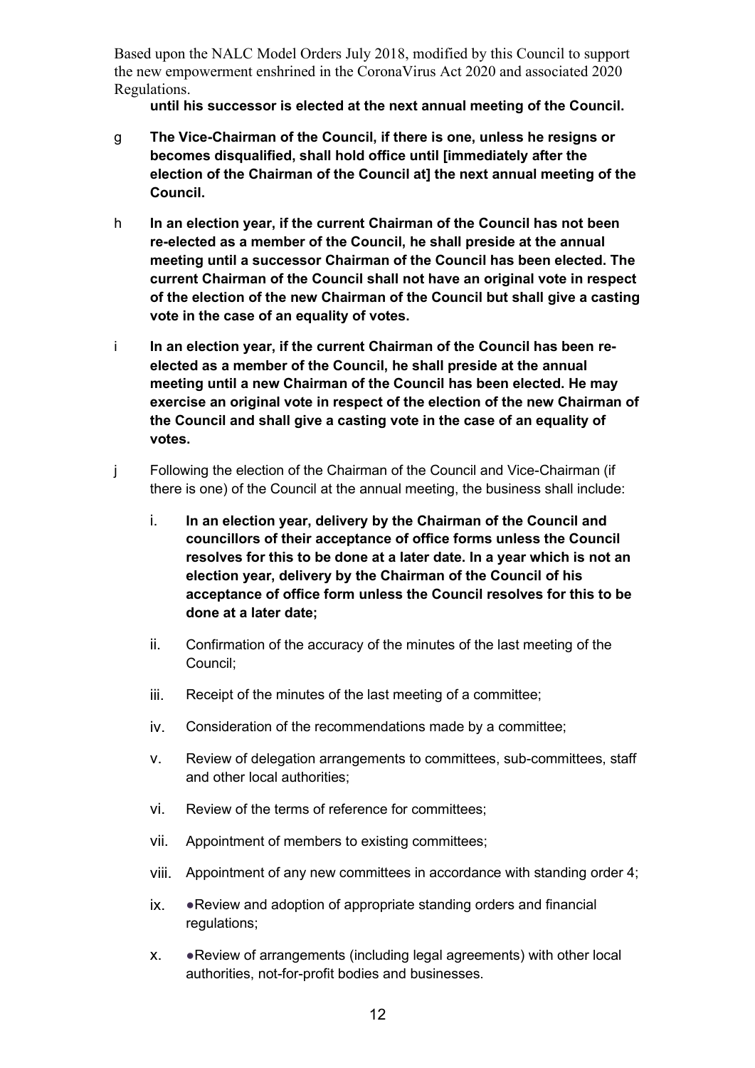**until his successor is elected at the next annual meeting of the Council.**

g **The Vice-Chairman of the Council, if there is one, unless he resigns or becomes disqualified, shall hold office until [immediately after the election of the Chairman of the Council at] the next annual meeting of the Council.**

h **In an election year, if the current Chairman of the Council has not been re-elected as a member of the Council, he shall preside at the annual meeting until a successor Chairman of the Council has been elected. The current Chairman of the Council shall not have an original vote in respect of the election of the new Chairman of the Council but shall give a casting vote in the case of an equality of votes.**

i **In an election year, if the current Chairman of the Council has been re-elected as a member of the Council, he shall preside at the annual meeting until a new Chairman of the Council has been elected. He may exercise an original vote in respect of the election of the new Chairman of the Council and shall give a casting vote in the case of an equality of votes.**

j Following the election of the Chairman of the Council and Vice-Chairman (if there is one) of the Council at the annual meeting, the business shall include:

i. **In an election year, delivery by the Chairman of the Council and councillors of their acceptance of office forms unless the Council resolves for this to be done at a later date. In a year which is not an election year, delivery by the Chairman of the Council of his acceptance of office form unless the Council resolves for this to be done at a later date;**

ii. Confirmation of the accuracy of the minutes of the last meeting of the Council;

iii. Receipt of the minutes of the last meeting of a committee;

iv. Consideration of the recommendations made by a committee;

v. Review of delegation arrangements to committees, sub-committees, staff and other local authorities;

vi. Review of the terms of reference for committees;

vii. Appointment of members to existing committees;

viii. Appointment of any new committees in accordance with standing order 4;

ix. ●Review and adoption of appropriate standing orders and financial regulations;

x. ●Review of arrangements (including legal agreements) with other local authorities, not-for-profit bodies and businesses.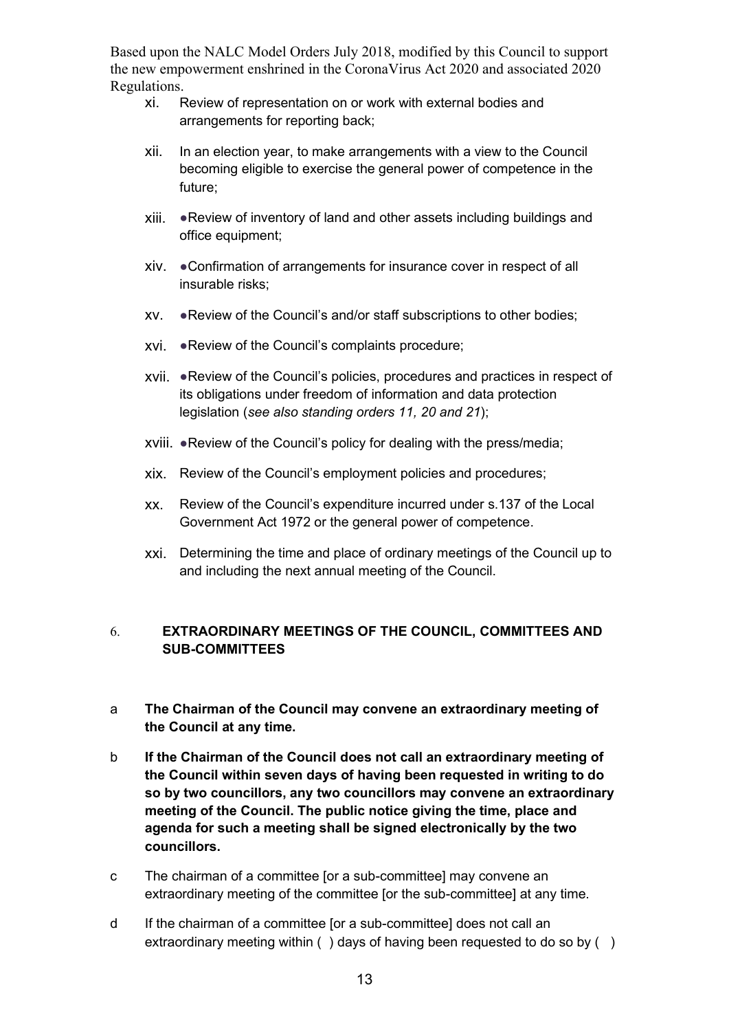Based upon the NALC Model Orders July 2018, modified by this Council to support the new empowerment enshrined in the CoronaVirus Act 2020 and associated 2020 Regulations.

xi. Review of representation on or work with external bodies and arrangements for reporting back;

xii. In an election year, to make arrangements with a view to the Council becoming eligible to exercise the general power of competence in the future;

xiii. ●Review of inventory of land and other assets including buildings and office equipment;

xiv. ●Confirmation of arrangements for insurance cover in respect of all insurable risks;

xv. ●Review of the Council's and/or staff subscriptions to other bodies;

xvi. ●Review of the Council's complaints procedure;

xvii. ●Review of the Council's policies, procedures and practices in respect of its obligations under freedom of information and data protection legislation (*see also standing orders 11, 20 and 21*);

xviii. ●Review of the Council's policy for dealing with the press/media;

xix. Review of the Council's employment policies and procedures;

xx. Review of the Council's expenditure incurred under s.137 of the Local Government Act 1972 or the general power of competence.

xxi. Determining the time and place of ordinary meetings of the Council up to and including the next annual meeting of the Council.

## 6. EXTRAORDINARY MEETINGS OF THE COUNCIL, COMMITTEES AND SUB-COMMITTEES

a **The Chairman of the Council may convene an extraordinary meeting of the Council at any time.**

b **If the Chairman of the Council does not call an extraordinary meeting of the Council within seven days of having been requested in writing to do so by two councillors, any two councillors may convene an extraordinary meeting of the Council. The public notice giving the time, place and agenda for such a meeting shall be signed electronically by the two councillors.**

c The chairman of a committee [or a sub-committee] may convene an extraordinary meeting of the committee [or the sub-committee] at any time.

d If the chairman of a committee [or a sub-committee] does not call an extraordinary meeting within ( ) days of having been requested to do so by ( )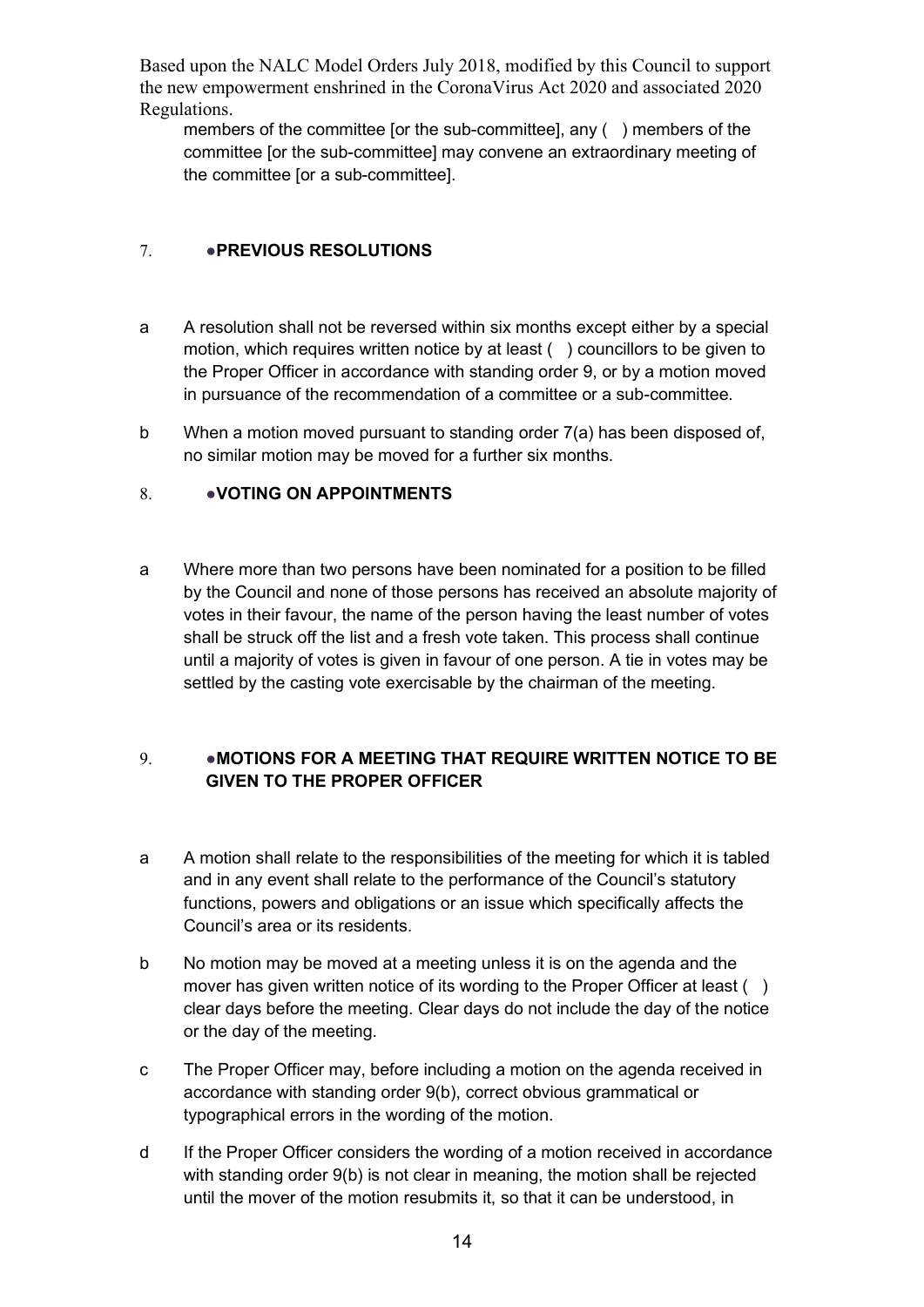members of the committee [or the sub-committee], any ( ) members of the committee [or the sub-committee] may convene an extraordinary meeting of the committee [or a sub-committee].

## 7. ●PREVIOUS RESOLUTIONS

a A resolution shall not be reversed within six months except either by a special motion, which requires written notice by at least ( ) councillors to be given to the Proper Officer in accordance with standing order 9, or by a motion moved in pursuance of the recommendation of a committee or a sub-committee.

b When a motion moved pursuant to standing order 7(a) has been disposed of, no similar motion may be moved for a further six months.

## 8. ●VOTING ON APPOINTMENTS

a Where more than two persons have been nominated for a position to be filled by the Council and none of those persons has received an absolute majority of votes in their favour, the name of the person having the least number of votes shall be struck off the list and a fresh vote taken. This process shall continue until a majority of votes is given in favour of one person. A tie in votes may be settled by the casting vote exercisable by the chairman of the meeting.

## 9. ●MOTIONS FOR A MEETING THAT REQUIRE WRITTEN NOTICE TO BE GIVEN TO THE PROPER OFFICER

a A motion shall relate to the responsibilities of the meeting for which it is tabled and in any event shall relate to the performance of the Council's statutory functions, powers and obligations or an issue which specifically affects the Council's area or its residents.

b No motion may be moved at a meeting unless it is on the agenda and the mover has given written notice of its wording to the Proper Officer at least ( ) clear days before the meeting. Clear days do not include the day of the notice or the day of the meeting.

c The Proper Officer may, before including a motion on the agenda received in accordance with standing order 9(b), correct obvious grammatical or typographical errors in the wording of the motion.

d If the Proper Officer considers the wording of a motion received in accordance with standing order 9(b) is not clear in meaning, the motion shall be rejected until the mover of the motion resubmits it, so that it can be understood, in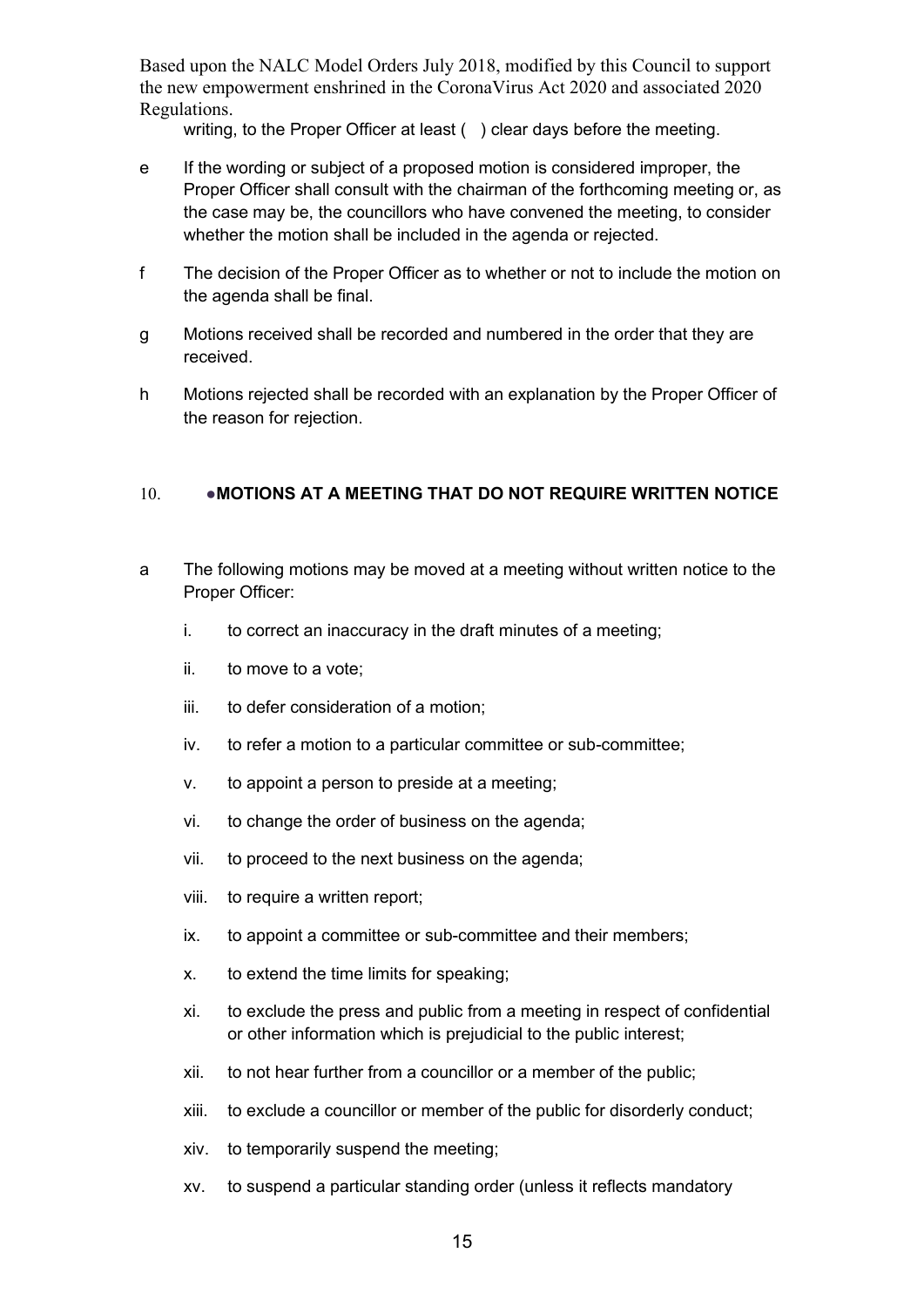writing, to the Proper Officer at least ( ) clear days before the meeting.

e If the wording or subject of a proposed motion is considered improper, the Proper Officer shall consult with the chairman of the forthcoming meeting or, as the case may be, the councillors who have convened the meeting, to consider whether the motion shall be included in the agenda or rejected.

f The decision of the Proper Officer as to whether or not to include the motion on the agenda shall be final.

g Motions received shall be recorded and numbered in the order that they are received.

h Motions rejected shall be recorded with an explanation by the Proper Officer of the reason for rejection.

## 10. ●MOTIONS AT A MEETING THAT DO NOT REQUIRE WRITTEN NOTICE

a The following motions may be moved at a meeting without written notice to the Proper Officer:

i. to correct an inaccuracy in the draft minutes of a meeting;

ii. to move to a vote;

iii. to defer consideration of a motion;

iv. to refer a motion to a particular committee or sub-committee;

v. to appoint a person to preside at a meeting;

vi. to change the order of business on the agenda;

vii. to proceed to the next business on the agenda;

viii. to require a written report;

ix. to appoint a committee or sub-committee and their members;

x. to extend the time limits for speaking;

xi. to exclude the press and public from a meeting in respect of confidential or other information which is prejudicial to the public interest;

xii. to not hear further from a councillor or a member of the public;

xiii. to exclude a councillor or member of the public for disorderly conduct;

xiv. to temporarily suspend the meeting;

xv. to suspend a particular standing order (unless it reflects mandatory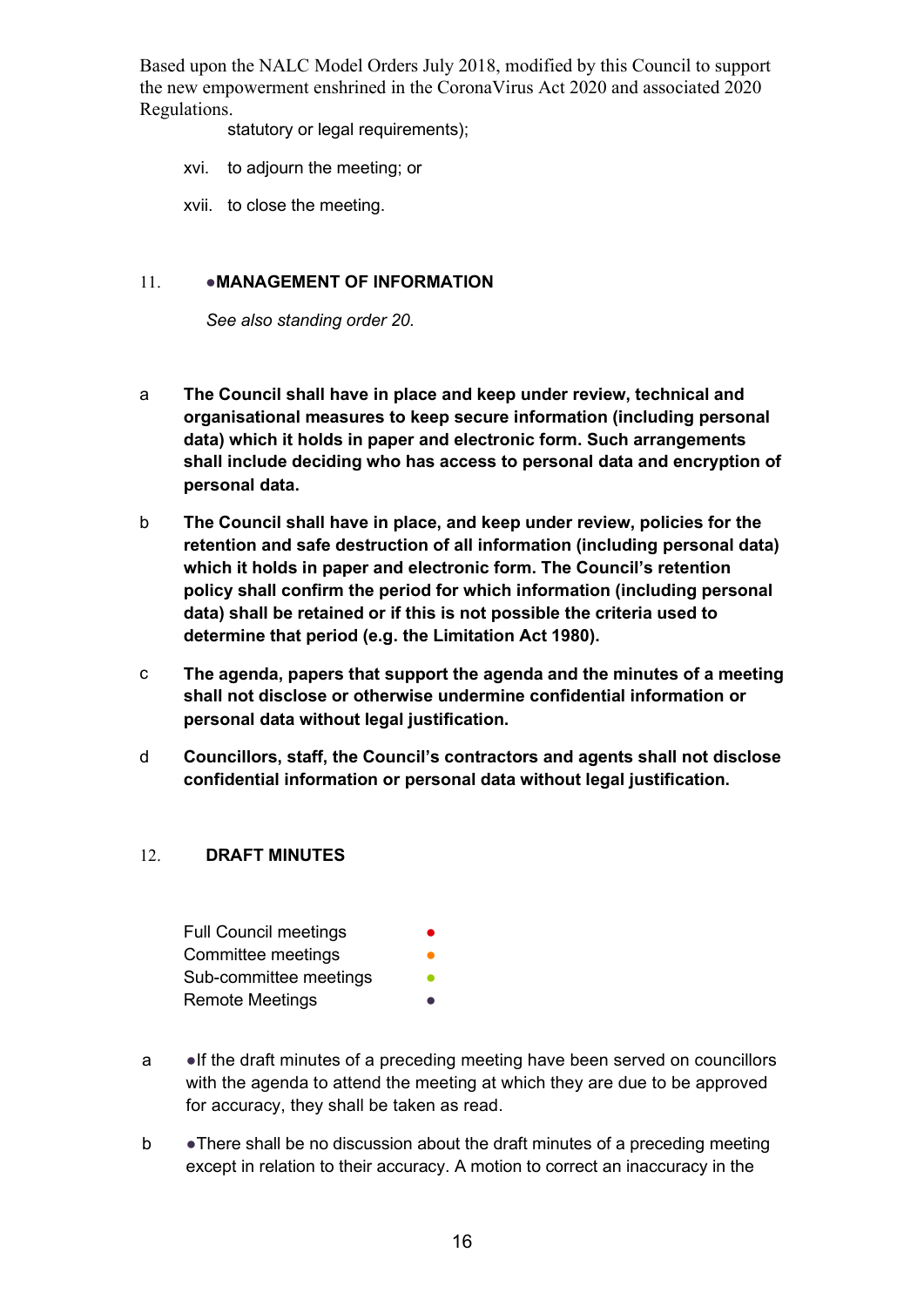statutory or legal requirements);

xvi. to adjourn the meeting; or

xvii. to close the meeting.

## 11. ●MANAGEMENT OF INFORMATION

*See also standing order 20.*

a **The Council shall have in place and keep under review, technical and organisational measures to keep secure information (including personal data) which it holds in paper and electronic form. Such arrangements shall include deciding who has access to personal data and encryption of personal data.**

b **The Council shall have in place, and keep under review, policies for the retention and safe destruction of all information (including personal data) which it holds in paper and electronic form. The Council's retention policy shall confirm the period for which information (including personal data) shall be retained or if this is not possible the criteria used to determine that period (e.g. the Limitation Act 1980).**

c **The agenda, papers that support the agenda and the minutes of a meeting shall not disclose or otherwise undermine confidential information or personal data without legal justification.**

d **Councillors, staff, the Council's contractors and agents shall not disclose confidential information or personal data without legal justification.**

## 12. DRAFT MINUTES

| | |
|---|---|
| Full Council meetings | ● |
| Committee meetings | ● |
| Sub-committee meetings | ● |
| Remote Meetings | ● |

a ●If the draft minutes of a preceding meeting have been served on councillors with the agenda to attend the meeting at which they are due to be approved for accuracy, they shall be taken as read.

b ●There shall be no discussion about the draft minutes of a preceding meeting except in relation to their accuracy. A motion to correct an inaccuracy in the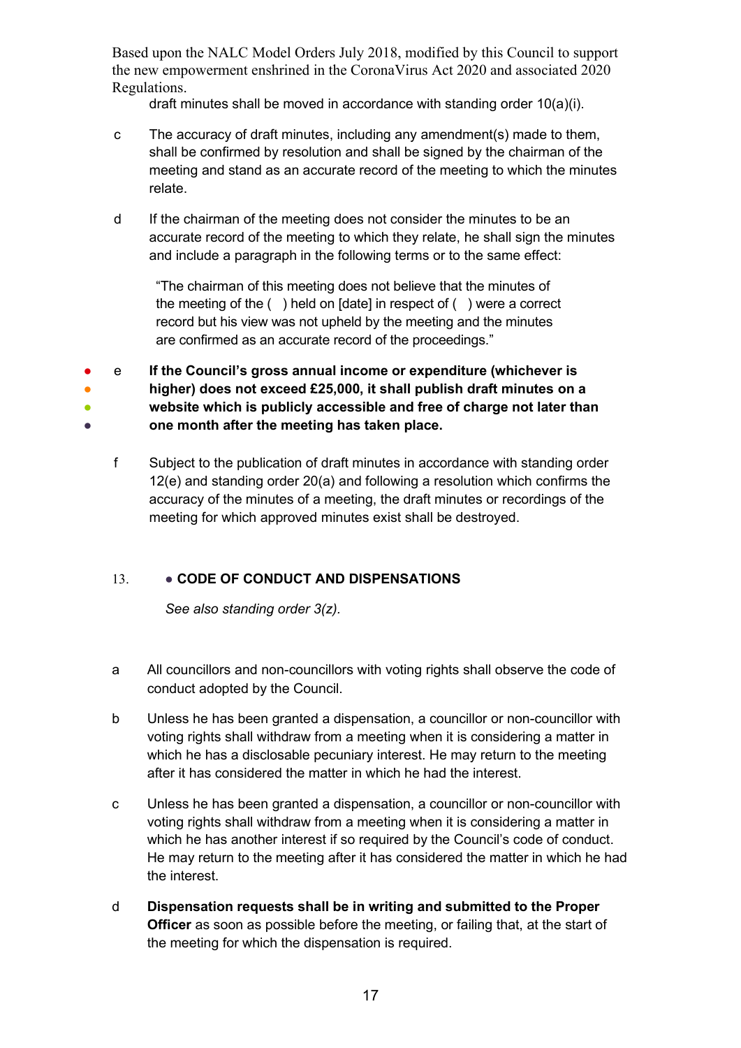draft minutes shall be moved in accordance with standing order 10(a)(i).

c The accuracy of draft minutes, including any amendment(s) made to them, shall be confirmed by resolution and shall be signed by the chairman of the meeting and stand as an accurate record of the meeting to which the minutes relate.

d If the chairman of the meeting does not consider the minutes to be an accurate record of the meeting to which they relate, he shall sign the minutes and include a paragraph in the following terms or to the same effect:

> "The chairman of this meeting does not believe that the minutes of the meeting of the ( ) held on [date] in respect of ( ) were a correct record but his view was not upheld by the meeting and the minutes are confirmed as an accurate record of the proceedings."

● ● ● ● e **If the Council's gross annual income or expenditure (whichever is higher) does not exceed £25,000, it shall publish draft minutes on a website which is publicly accessible and free of charge not later than one month after the meeting has taken place.**

f Subject to the publication of draft minutes in accordance with standing order 12(e) and standing order 20(a) and following a resolution which confirms the accuracy of the minutes of a meeting, the draft minutes or recordings of the meeting for which approved minutes exist shall be destroyed.

## 13. ● CODE OF CONDUCT AND DISPENSATIONS

*See also standing order 3(z).*

a All councillors and non-councillors with voting rights shall observe the code of conduct adopted by the Council.

b Unless he has been granted a dispensation, a councillor or non-councillor with voting rights shall withdraw from a meeting when it is considering a matter in which he has a disclosable pecuniary interest. He may return to the meeting after it has considered the matter in which he had the interest.

c Unless he has been granted a dispensation, a councillor or non-councillor with voting rights shall withdraw from a meeting when it is considering a matter in which he has another interest if so required by the Council's code of conduct. He may return to the meeting after it has considered the matter in which he had the interest.

d **Dispensation requests shall be in writing and submitted to the Proper Officer** as soon as possible before the meeting, or failing that, at the start of the meeting for which the dispensation is required.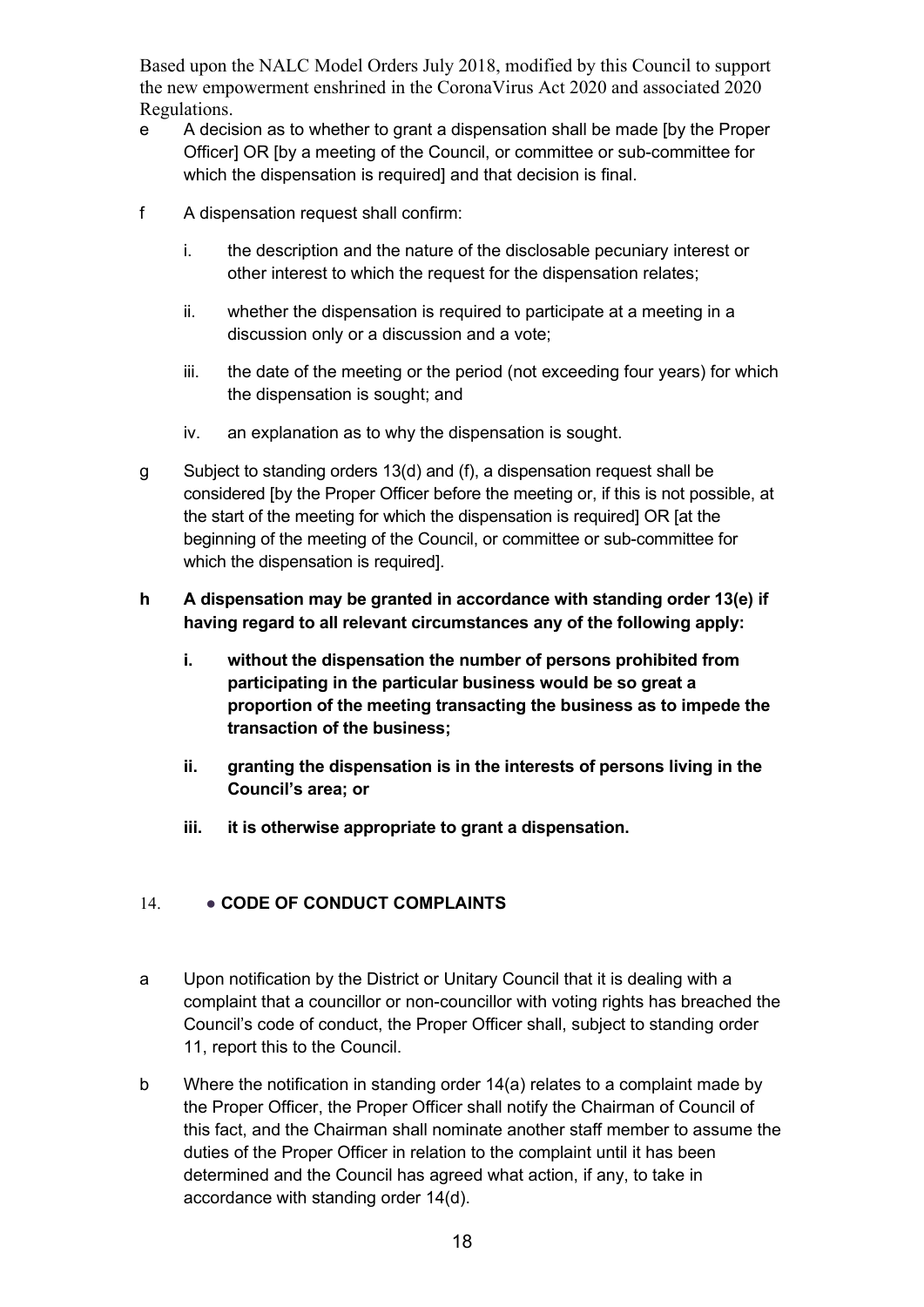Based upon the NALC Model Orders July 2018, modified by this Council to support the new empowerment enshrined in the CoronaVirus Act 2020 and associated 2020 Regulations.

e A decision as to whether to grant a dispensation shall be made [by the Proper Officer] OR [by a meeting of the Council, or committee or sub-committee for which the dispensation is required] and that decision is final.

f A dispensation request shall confirm:

i. the description and the nature of the disclosable pecuniary interest or other interest to which the request for the dispensation relates;

ii. whether the dispensation is required to participate at a meeting in a discussion only or a discussion and a vote;

iii. the date of the meeting or the period (not exceeding four years) for which the dispensation is sought; and

iv. an explanation as to why the dispensation is sought.

g Subject to standing orders 13(d) and (f), a dispensation request shall be considered [by the Proper Officer before the meeting or, if this is not possible, at the start of the meeting for which the dispensation is required] OR [at the beginning of the meeting of the Council, or committee or sub-committee for which the dispensation is required].

**h A dispensation may be granted in accordance with standing order 13(e) if having regard to all relevant circumstances any of the following apply:**

**i. without the dispensation the number of persons prohibited from participating in the particular business would be so great a proportion of the meeting transacting the business as to impede the transaction of the business;**

**ii. granting the dispensation is in the interests of persons living in the Council's area; or**

**iii. it is otherwise appropriate to grant a dispensation.**

## 14. ● CODE OF CONDUCT COMPLAINTS

a Upon notification by the District or Unitary Council that it is dealing with a complaint that a councillor or non-councillor with voting rights has breached the Council's code of conduct, the Proper Officer shall, subject to standing order 11, report this to the Council.

b Where the notification in standing order 14(a) relates to a complaint made by the Proper Officer, the Proper Officer shall notify the Chairman of Council of this fact, and the Chairman shall nominate another staff member to assume the duties of the Proper Officer in relation to the complaint until it has been determined and the Council has agreed what action, if any, to take in accordance with standing order 14(d).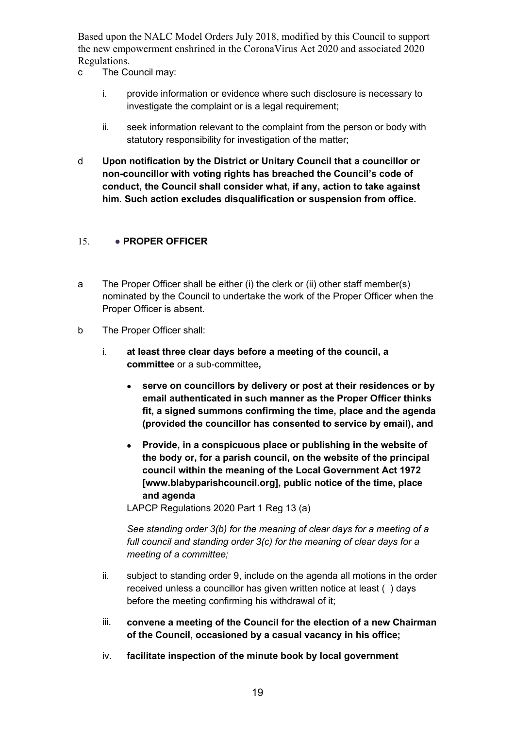c The Council may:

i. provide information or evidence where such disclosure is necessary to investigate the complaint or is a legal requirement;

ii. seek information relevant to the complaint from the person or body with statutory responsibility for investigation of the matter;

d **Upon notification by the District or Unitary Council that a councillor or non-councillor with voting rights has breached the Council's code of conduct, the Council shall consider what, if any, action to take against him. Such action excludes disqualification or suspension from office.**

## 15. ● PROPER OFFICER

a The Proper Officer shall be either (i) the clerk or (ii) other staff member(s) nominated by the Council to undertake the work of the Proper Officer when the Proper Officer is absent.

b The Proper Officer shall:

i. **at least three clear days before a meeting of the council, a committee** or a sub-committee**,**

- **serve on councillors by delivery or post at their residences or by email authenticated in such manner as the Proper Officer thinks fit, a signed summons confirming the time, place and the agenda (provided the councillor has consented to service by email), and**

- **Provide, in a conspicuous place or publishing in the website of the body or, for a parish council, on the website of the principal council within the meaning of the Local Government Act 1972 [www.blabyparishcouncil.org], public notice of the time, place and agenda**

LAPCP Regulations 2020 Part 1 Reg 13 (a)

*See standing order 3(b) for the meaning of clear days for a meeting of a full council and standing order 3(c) for the meaning of clear days for a meeting of a committee;*

ii. subject to standing order 9, include on the agenda all motions in the order received unless a councillor has given written notice at least ( ) days before the meeting confirming his withdrawal of it;

iii. **convene a meeting of the Council for the election of a new Chairman of the Council, occasioned by a casual vacancy in his office;**

iv. **facilitate inspection of the minute book by local government**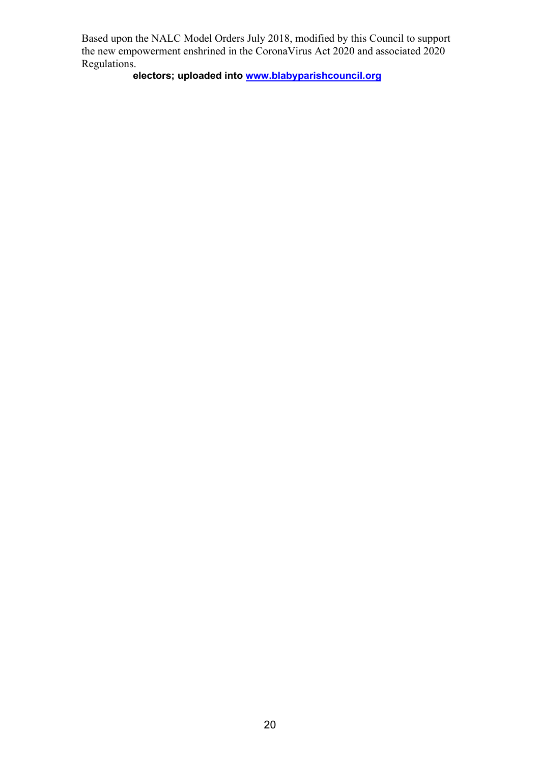Based upon the NALC Model Orders July 2018, modified by this Council to support the new empowerment enshrined in the CoronaVirus Act 2020 and associated 2020 Regulations.

**electors; uploaded into www.blabyparishcouncil.org**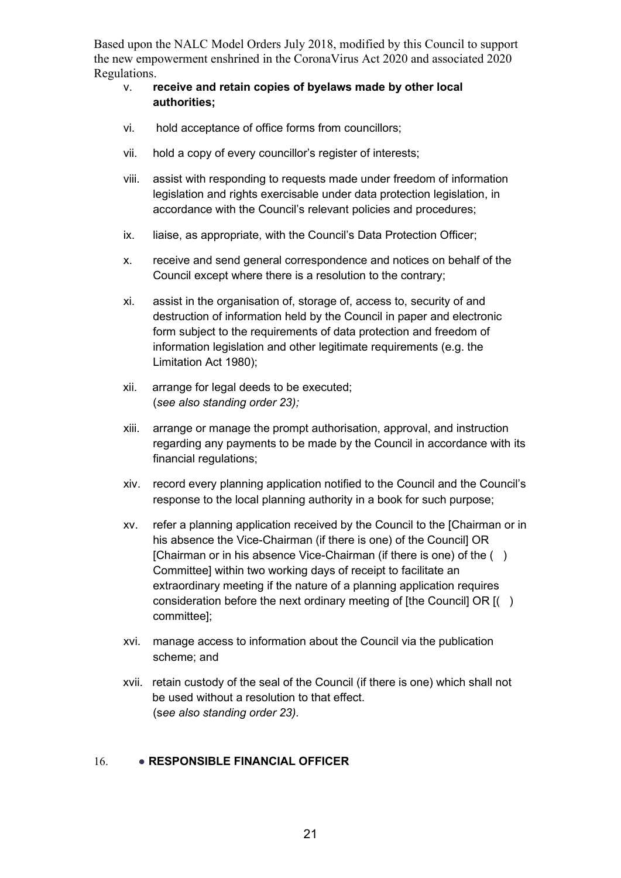Based upon the NALC Model Orders July 2018, modified by this Council to support the new empowerment enshrined in the CoronaVirus Act 2020 and associated 2020 Regulations.

v. **receive and retain copies of byelaws made by other local authorities;**

vi. hold acceptance of office forms from councillors;

vii. hold a copy of every councillor's register of interests;

viii. assist with responding to requests made under freedom of information legislation and rights exercisable under data protection legislation, in accordance with the Council's relevant policies and procedures;

ix. liaise, as appropriate, with the Council's Data Protection Officer;

x. receive and send general correspondence and notices on behalf of the Council except where there is a resolution to the contrary;

xi. assist in the organisation of, storage of, access to, security of and destruction of information held by the Council in paper and electronic form subject to the requirements of data protection and freedom of information legislation and other legitimate requirements (e.g. the Limitation Act 1980);

xii. arrange for legal deeds to be executed;
(*see also standing order 23);*

xiii. arrange or manage the prompt authorisation, approval, and instruction regarding any payments to be made by the Council in accordance with its financial regulations;

xiv. record every planning application notified to the Council and the Council's response to the local planning authority in a book for such purpose;

xv. refer a planning application received by the Council to the [Chairman or in his absence the Vice-Chairman (if there is one) of the Council] OR [Chairman or in his absence Vice-Chairman (if there is one) of the ( ) Committee] within two working days of receipt to facilitate an extraordinary meeting if the nature of a planning application requires consideration before the next ordinary meeting of [the Council] OR [( ) committee];

xvi. manage access to information about the Council via the publication scheme; and

xvii. retain custody of the seal of the Council (if there is one) which shall not be used without a resolution to that effect.
(s*ee also standing order 23).*

## 16. ● RESPONSIBLE FINANCIAL OFFICER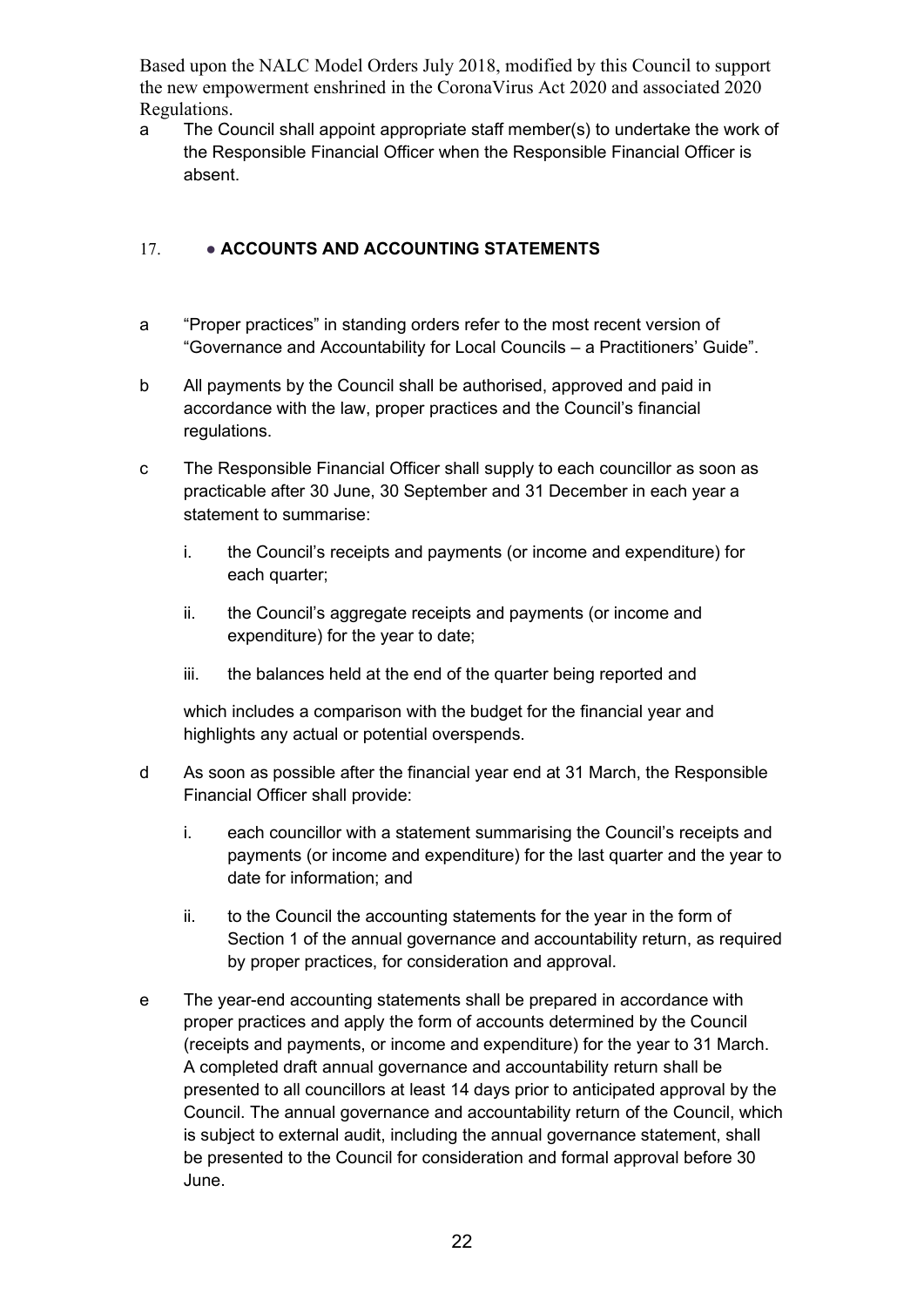Based upon the NALC Model Orders July 2018, modified by this Council to support the new empowerment enshrined in the CoronaVirus Act 2020 and associated 2020 Regulations.

a The Council shall appoint appropriate staff member(s) to undertake the work of the Responsible Financial Officer when the Responsible Financial Officer is absent.

## 17. ● ACCOUNTS AND ACCOUNTING STATEMENTS

a "Proper practices" in standing orders refer to the most recent version of "Governance and Accountability for Local Councils – a Practitioners' Guide".

b All payments by the Council shall be authorised, approved and paid in accordance with the law, proper practices and the Council's financial regulations.

c The Responsible Financial Officer shall supply to each councillor as soon as practicable after 30 June, 30 September and 31 December in each year a statement to summarise:

   i. the Council's receipts and payments (or income and expenditure) for each quarter;

   ii. the Council's aggregate receipts and payments (or income and expenditure) for the year to date;

   iii. the balances held at the end of the quarter being reported and

   which includes a comparison with the budget for the financial year and highlights any actual or potential overspends.

d As soon as possible after the financial year end at 31 March, the Responsible Financial Officer shall provide:

   i. each councillor with a statement summarising the Council's receipts and payments (or income and expenditure) for the last quarter and the year to date for information; and

   ii. to the Council the accounting statements for the year in the form of Section 1 of the annual governance and accountability return, as required by proper practices, for consideration and approval.

e The year-end accounting statements shall be prepared in accordance with proper practices and apply the form of accounts determined by the Council (receipts and payments, or income and expenditure) for the year to 31 March. A completed draft annual governance and accountability return shall be presented to all councillors at least 14 days prior to anticipated approval by the Council. The annual governance and accountability return of the Council, which is subject to external audit, including the annual governance statement, shall be presented to the Council for consideration and formal approval before 30 June.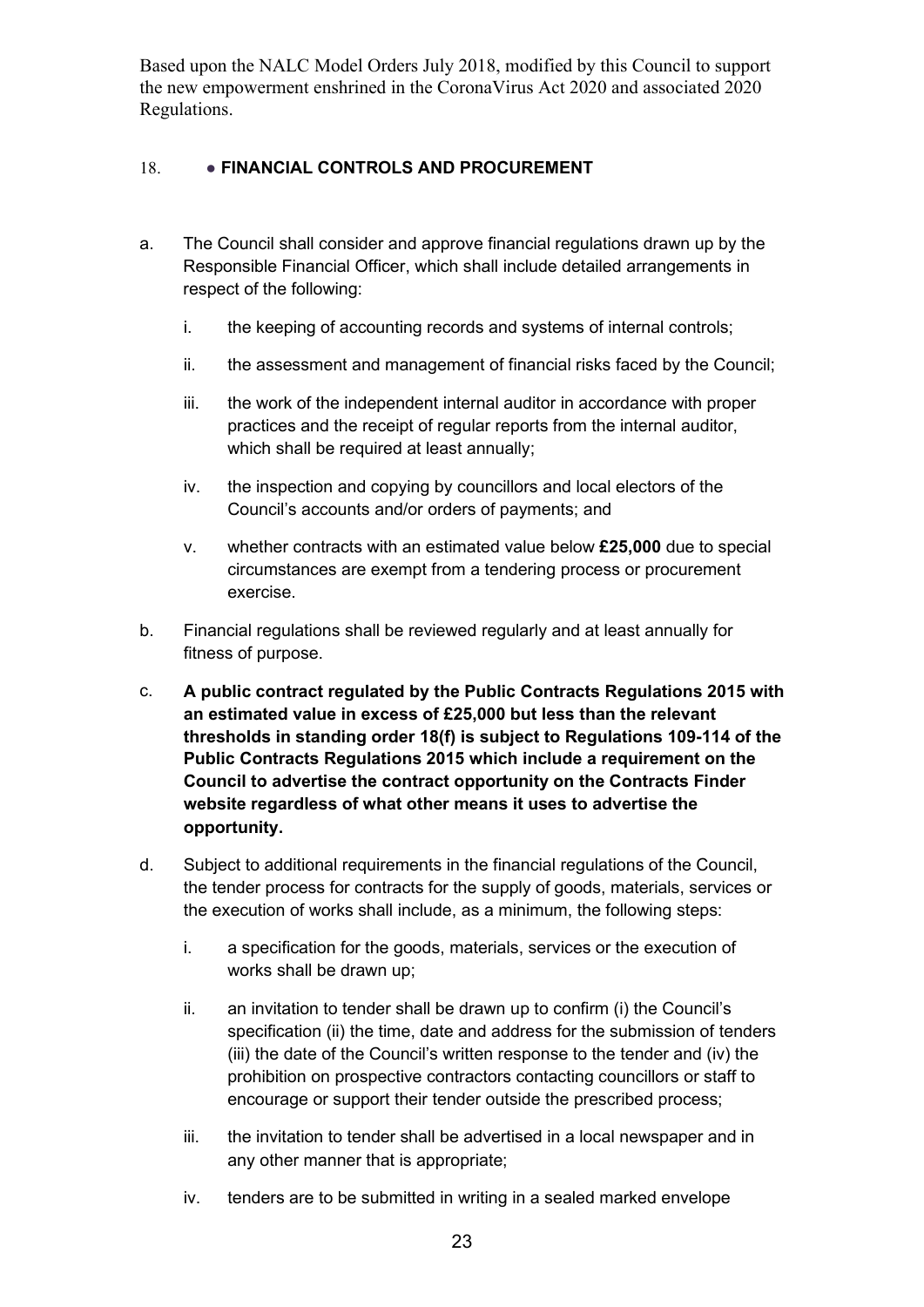Based upon the NALC Model Orders July 2018, modified by this Council to support the new empowerment enshrined in the CoronaVirus Act 2020 and associated 2020 Regulations.

## 18. ● FINANCIAL CONTROLS AND PROCUREMENT

a. The Council shall consider and approve financial regulations drawn up by the Responsible Financial Officer, which shall include detailed arrangements in respect of the following:

   i. the keeping of accounting records and systems of internal controls;

   ii. the assessment and management of financial risks faced by the Council;

   iii. the work of the independent internal auditor in accordance with proper practices and the receipt of regular reports from the internal auditor, which shall be required at least annually;

   iv. the inspection and copying by councillors and local electors of the Council's accounts and/or orders of payments; and

   v. whether contracts with an estimated value below **£25,000** due to special circumstances are exempt from a tendering process or procurement exercise.

b. Financial regulations shall be reviewed regularly and at least annually for fitness of purpose.

c. **A public contract regulated by the Public Contracts Regulations 2015 with an estimated value in excess of £25,000 but less than the relevant thresholds in standing order 18(f) is subject to Regulations 109-114 of the Public Contracts Regulations 2015 which include a requirement on the Council to advertise the contract opportunity on the Contracts Finder website regardless of what other means it uses to advertise the opportunity.**

d. Subject to additional requirements in the financial regulations of the Council, the tender process for contracts for the supply of goods, materials, services or the execution of works shall include, as a minimum, the following steps:

   i. a specification for the goods, materials, services or the execution of works shall be drawn up;

   ii. an invitation to tender shall be drawn up to confirm (i) the Council's specification (ii) the time, date and address for the submission of tenders (iii) the date of the Council's written response to the tender and (iv) the prohibition on prospective contractors contacting councillors or staff to encourage or support their tender outside the prescribed process;

   iii. the invitation to tender shall be advertised in a local newspaper and in any other manner that is appropriate;

   iv. tenders are to be submitted in writing in a sealed marked envelope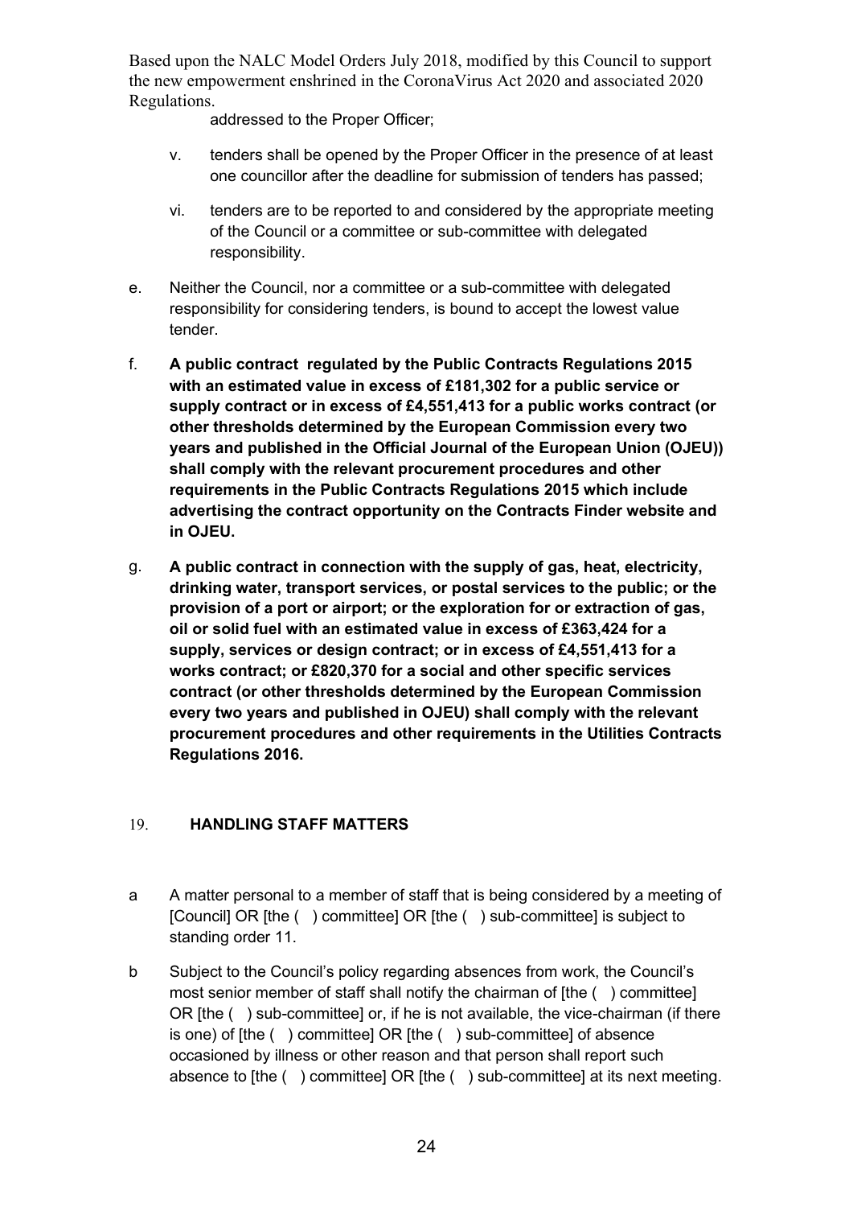addressed to the Proper Officer;

v. tenders shall be opened by the Proper Officer in the presence of at least one councillor after the deadline for submission of tenders has passed;

vi. tenders are to be reported to and considered by the appropriate meeting of the Council or a committee or sub-committee with delegated responsibility.

e. Neither the Council, nor a committee or a sub-committee with delegated responsibility for considering tenders, is bound to accept the lowest value tender.

f. **A public contract regulated by the Public Contracts Regulations 2015 with an estimated value in excess of £181,302 for a public service or supply contract or in excess of £4,551,413 for a public works contract (or other thresholds determined by the European Commission every two years and published in the Official Journal of the European Union (OJEU)) shall comply with the relevant procurement procedures and other requirements in the Public Contracts Regulations 2015 which include advertising the contract opportunity on the Contracts Finder website and in OJEU.**

g. **A public contract in connection with the supply of gas, heat, electricity, drinking water, transport services, or postal services to the public; or the provision of a port or airport; or the exploration for or extraction of gas, oil or solid fuel with an estimated value in excess of £363,424 for a supply, services or design contract; or in excess of £4,551,413 for a works contract; or £820,370 for a social and other specific services contract (or other thresholds determined by the European Commission every two years and published in OJEU) shall comply with the relevant procurement procedures and other requirements in the Utilities Contracts Regulations 2016.**

## 19. HANDLING STAFF MATTERS

a A matter personal to a member of staff that is being considered by a meeting of [Council] OR [the ( ) committee] OR [the ( ) sub-committee] is subject to standing order 11.

b Subject to the Council's policy regarding absences from work, the Council's most senior member of staff shall notify the chairman of [the ( ) committee] OR [the ( ) sub-committee] or, if he is not available, the vice-chairman (if there is one) of [the ( ) committee] OR [the ( ) sub-committee] of absence occasioned by illness or other reason and that person shall report such absence to [the ( ) committee] OR [the ( ) sub-committee] at its next meeting.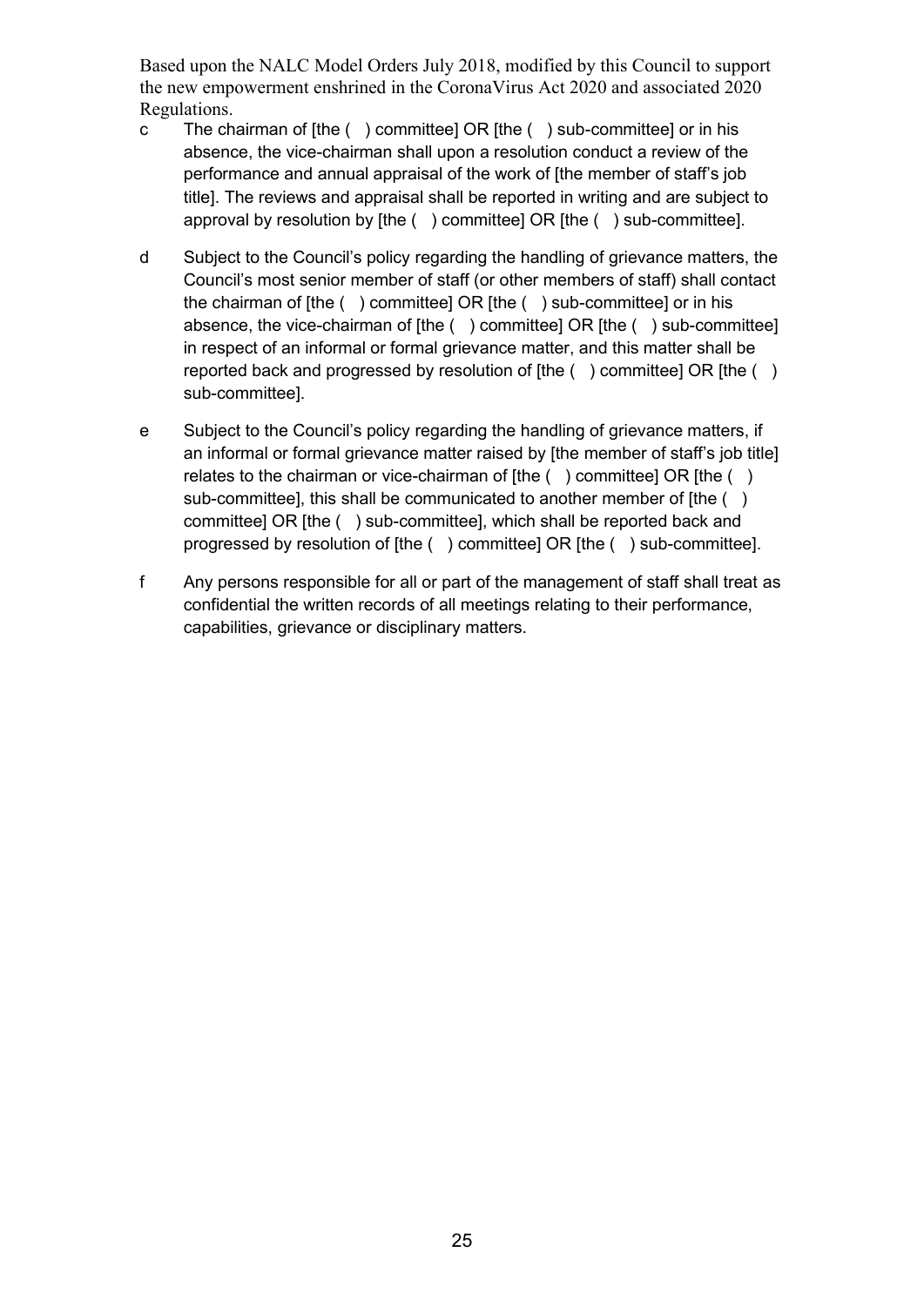Based upon the NALC Model Orders July 2018, modified by this Council to support the new empowerment enshrined in the CoronaVirus Act 2020 and associated 2020 Regulations.

c The chairman of [the ( ) committee] OR [the ( ) sub-committee] or in his absence, the vice-chairman shall upon a resolution conduct a review of the performance and annual appraisal of the work of [the member of staff's job title]. The reviews and appraisal shall be reported in writing and are subject to approval by resolution by [the ( ) committee] OR [the ( ) sub-committee].

d Subject to the Council's policy regarding the handling of grievance matters, the Council's most senior member of staff (or other members of staff) shall contact the chairman of [the ( ) committee] OR [the ( ) sub-committee] or in his absence, the vice-chairman of [the ( ) committee] OR [the ( ) sub-committee] in respect of an informal or formal grievance matter, and this matter shall be reported back and progressed by resolution of [the ( ) committee] OR [the ( ) sub-committee].

e Subject to the Council's policy regarding the handling of grievance matters, if an informal or formal grievance matter raised by [the member of staff's job title] relates to the chairman or vice-chairman of [the ( ) committee] OR [the ( ) sub-committee], this shall be communicated to another member of [the ( ) committee] OR [the ( ) sub-committee], which shall be reported back and progressed by resolution of [the ( ) committee] OR [the ( ) sub-committee].

f Any persons responsible for all or part of the management of staff shall treat as confidential the written records of all meetings relating to their performance, capabilities, grievance or disciplinary matters.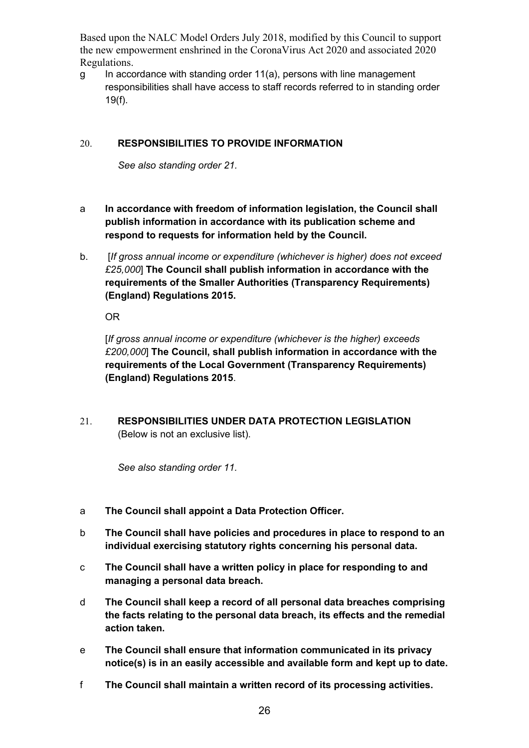Based upon the NALC Model Orders July 2018, modified by this Council to support the new empowerment enshrined in the CoronaVirus Act 2020 and associated 2020 Regulations.

g In accordance with standing order 11(a), persons with line management responsibilities shall have access to staff records referred to in standing order 19(f).

## 20. RESPONSIBILITIES TO PROVIDE INFORMATION

*See also standing order 21.*

a **In accordance with freedom of information legislation, the Council shall publish information in accordance with its publication scheme and respond to requests for information held by the Council.**

b. [*If gross annual income or expenditure (whichever is higher) does not exceed £25,000*] **The Council shall publish information in accordance with the requirements of the Smaller Authorities (Transparency Requirements) (England) Regulations 2015.**

OR

[*If gross annual income or expenditure (whichever is the higher) exceeds £200,000*] **The Council, shall publish information in accordance with the requirements of the Local Government (Transparency Requirements) (England) Regulations 2015**.

## 21. RESPONSIBILITIES UNDER DATA PROTECTION LEGISLATION

(Below is not an exclusive list).

*See also standing order 11.*

a **The Council shall appoint a Data Protection Officer.**

b **The Council shall have policies and procedures in place to respond to an individual exercising statutory rights concerning his personal data.**

c **The Council shall have a written policy in place for responding to and managing a personal data breach.**

d **The Council shall keep a record of all personal data breaches comprising the facts relating to the personal data breach, its effects and the remedial action taken.**

e **The Council shall ensure that information communicated in its privacy notice(s) is in an easily accessible and available form and kept up to date.**

f **The Council shall maintain a written record of its processing activities.**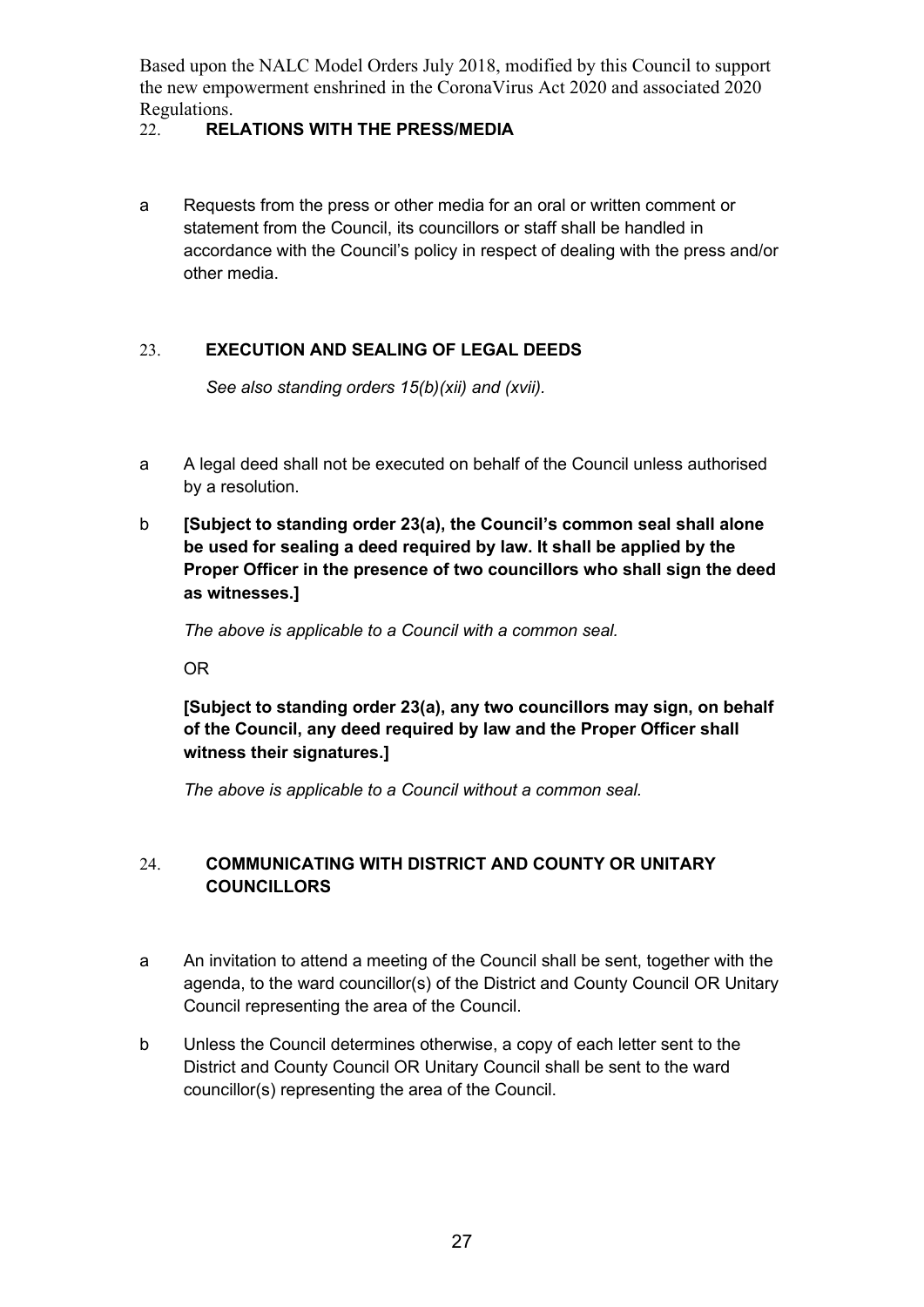## 22. RELATIONS WITH THE PRESS/MEDIA

a Requests from the press or other media for an oral or written comment or statement from the Council, its councillors or staff shall be handled in accordance with the Council's policy in respect of dealing with the press and/or other media.

## 23. EXECUTION AND SEALING OF LEGAL DEEDS

*See also standing orders 15(b)(xii) and (xvii).*

a A legal deed shall not be executed on behalf of the Council unless authorised by a resolution.

b **[Subject to standing order 23(a), the Council's common seal shall alone be used for sealing a deed required by law. It shall be applied by the Proper Officer in the presence of two councillors who shall sign the deed as witnesses.]**

*The above is applicable to a Council with a common seal.*

OR

**[Subject to standing order 23(a), any two councillors may sign, on behalf of the Council, any deed required by law and the Proper Officer shall witness their signatures.]**

*The above is applicable to a Council without a common seal.*

## 24. COMMUNICATING WITH DISTRICT AND COUNTY OR UNITARY COUNCILLORS

a An invitation to attend a meeting of the Council shall be sent, together with the agenda, to the ward councillor(s) of the District and County Council OR Unitary Council representing the area of the Council.

b Unless the Council determines otherwise, a copy of each letter sent to the District and County Council OR Unitary Council shall be sent to the ward councillor(s) representing the area of the Council.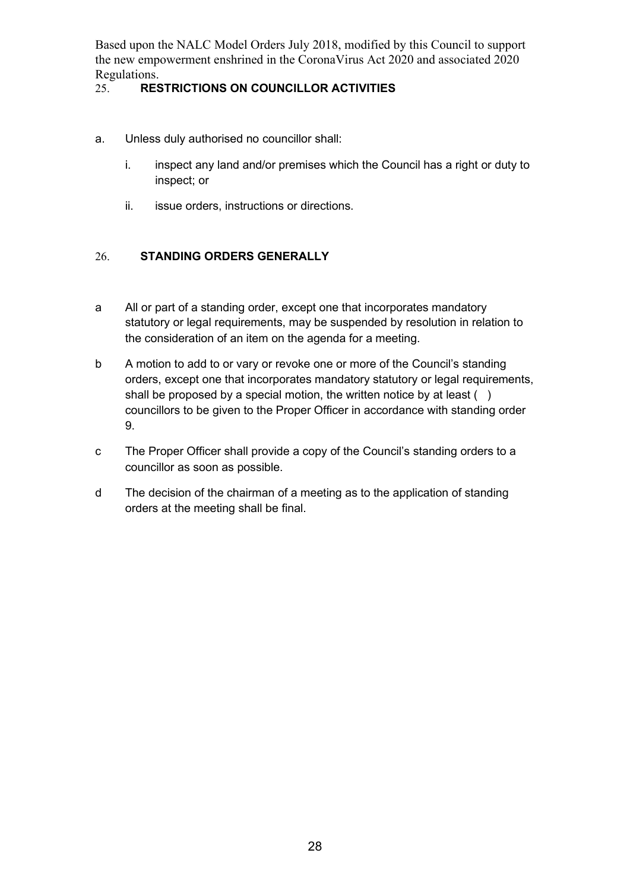## 25. RESTRICTIONS ON COUNCILLOR ACTIVITIES

a. Unless duly authorised no councillor shall:

   i. inspect any land and/or premises which the Council has a right or duty to inspect; or

   ii. issue orders, instructions or directions.

## 26. STANDING ORDERS GENERALLY

a All or part of a standing order, except one that incorporates mandatory statutory or legal requirements, may be suspended by resolution in relation to the consideration of an item on the agenda for a meeting.

b A motion to add to or vary or revoke one or more of the Council's standing orders, except one that incorporates mandatory statutory or legal requirements, shall be proposed by a special motion, the written notice by at least ( ) councillors to be given to the Proper Officer in accordance with standing order 9.

c The Proper Officer shall provide a copy of the Council's standing orders to a councillor as soon as possible.

d The decision of the chairman of a meeting as to the application of standing orders at the meeting shall be final.